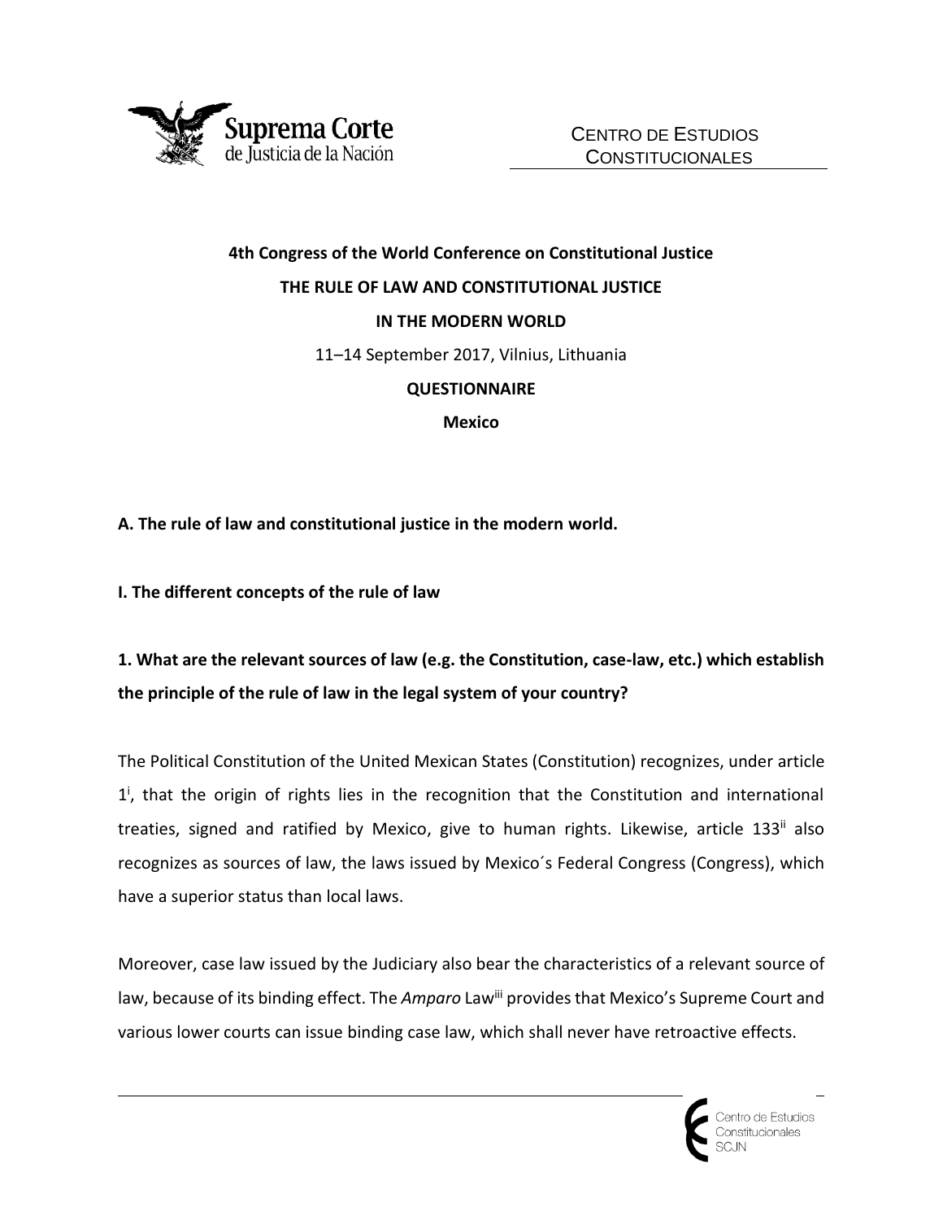# 4th Congress of the World Conference on Constitutional Justice

## THE RULE OF LAW AND CONSTITUTIONAL JUSTICE IN THE MODERN WORLD

11–14 September 2017, Vilnius, Lithuania

**QUESTIONNAIRE**

**Mexico**

## A. The rule of law and constitutional justice in the modern world.

### I. The different concepts of the rule of law

#### 1. What are the relevant sources of law (e.g. the Constitution, case-law, etc.) which establish the principle of the rule of law in the legal system of your country?

The Political Constitution of the United Mexican States (Constitution) recognizes, under article 1[i], that the origin of rights lies in the recognition that the Constitution and international treaties, signed and ratified by Mexico, give to human rights. Likewise, article 133[ii] also recognizes as sources of law, the laws issued by Mexico´s Federal Congress (Congress), which have a superior status than local laws.

Moreover, case law issued by the Judiciary also bear the characteristics of a relevant source of law, because of its binding effect. The *Amparo* Law[iii] provides that Mexico's Supreme Court and various lower courts can issue binding case law, which shall never have retroactive effects.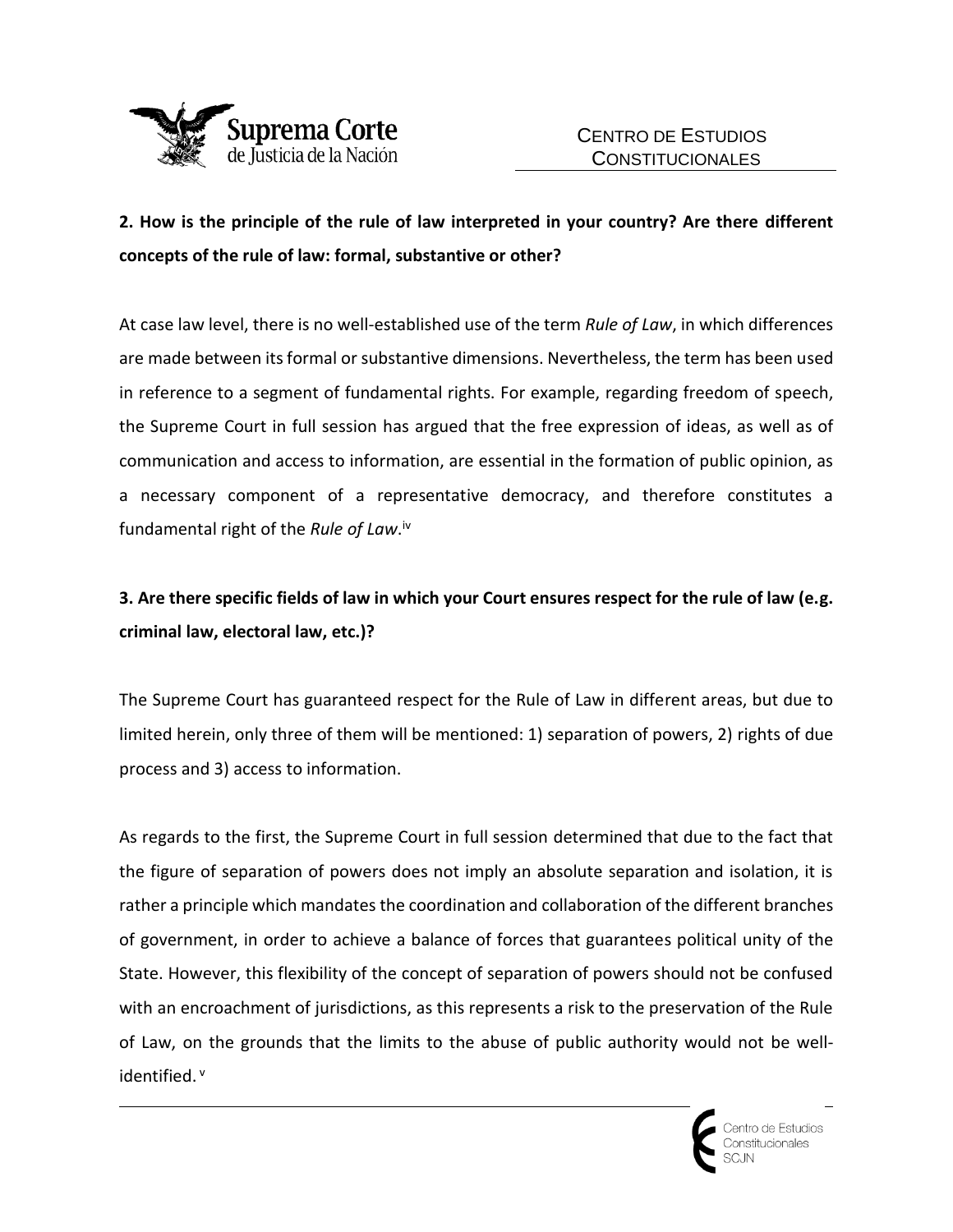**2. How is the principle of the rule of law interpreted in your country? Are there different concepts of the rule of law: formal, substantive or other?**

At case law level, there is no well-established use of the term *Rule of Law*, in which differences are made between its formal or substantive dimensions. Nevertheless, the term has been used in reference to a segment of fundamental rights. For example, regarding freedom of speech, the Supreme Court in full session has argued that the free expression of ideas, as well as of communication and access to information, are essential in the formation of public opinion, as a necessary component of a representative democracy, and therefore constitutes a fundamental right of the *Rule of Law*.[iv]

**3. Are there specific fields of law in which your Court ensures respect for the rule of law (e.g. criminal law, electoral law, etc.)?**

The Supreme Court has guaranteed respect for the Rule of Law in different areas, but due to limited herein, only three of them will be mentioned: 1) separation of powers, 2) rights of due process and 3) access to information.

As regards to the first, the Supreme Court in full session determined that due to the fact that the figure of separation of powers does not imply an absolute separation and isolation, it is rather a principle which mandates the coordination and collaboration of the different branches of government, in order to achieve a balance of forces that guarantees political unity of the State. However, this flexibility of the concept of separation of powers should not be confused with an encroachment of jurisdictions, as this represents a risk to the preservation of the Rule of Law, on the grounds that the limits to the abuse of public authority would not be well-identified.[v]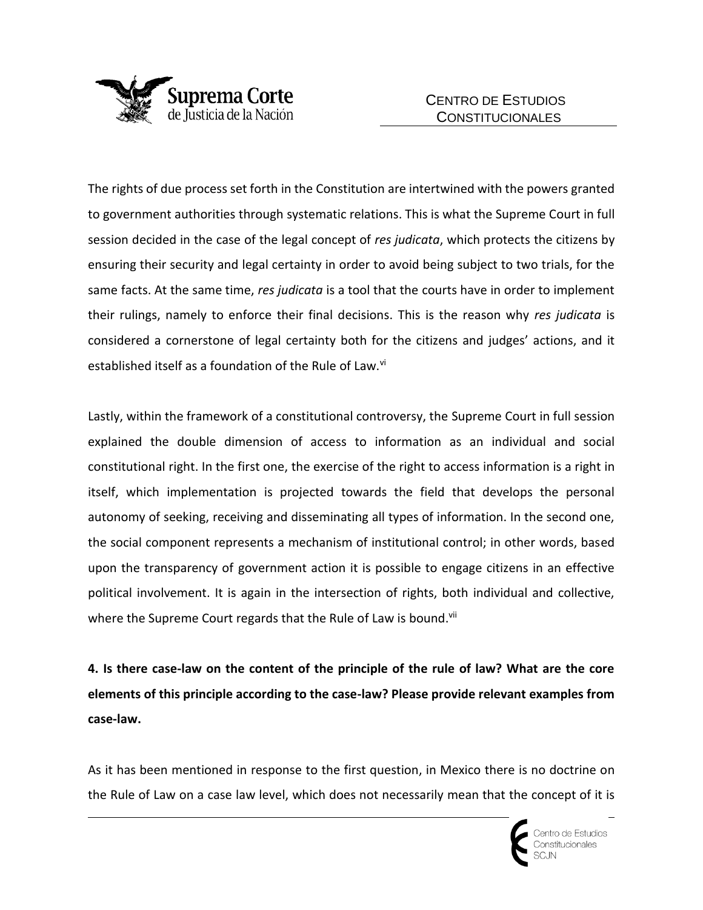The rights of due process set forth in the Constitution are intertwined with the powers granted to government authorities through systematic relations. This is what the Supreme Court in full session decided in the case of the legal concept of *res judicata*, which protects the citizens by ensuring their security and legal certainty in order to avoid being subject to two trials, for the same facts. At the same time, *res judicata* is a tool that the courts have in order to implement their rulings, namely to enforce their final decisions. This is the reason why *res judicata* is considered a cornerstone of legal certainty both for the citizens and judges' actions, and it established itself as a foundation of the Rule of Law.[vi]

Lastly, within the framework of a constitutional controversy, the Supreme Court in full session explained the double dimension of access to information as an individual and social constitutional right. In the first one, the exercise of the right to access information is a right in itself, which implementation is projected towards the field that develops the personal autonomy of seeking, receiving and disseminating all types of information. In the second one, the social component represents a mechanism of institutional control; in other words, based upon the transparency of government action it is possible to engage citizens in an effective political involvement. It is again in the intersection of rights, both individual and collective, where the Supreme Court regards that the Rule of Law is bound.[vii]

**4. Is there case-law on the content of the principle of the rule of law? What are the core elements of this principle according to the case-law? Please provide relevant examples from case-law.**

As it has been mentioned in response to the first question, in Mexico there is no doctrine on the Rule of Law on a case law level, which does not necessarily mean that the concept of it is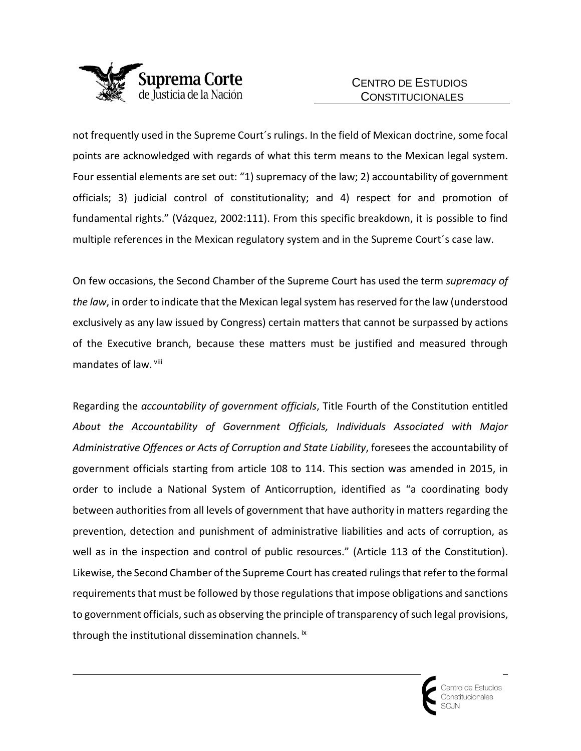not frequently used in the Supreme Court´s rulings. In the field of Mexican doctrine, some focal points are acknowledged with regards of what this term means to the Mexican legal system. Four essential elements are set out: "1) supremacy of the law; 2) accountability of government officials; 3) judicial control of constitutionality; and 4) respect for and promotion of fundamental rights." (Vázquez, 2002:111). From this specific breakdown, it is possible to find multiple references in the Mexican regulatory system and in the Supreme Court´s case law.

On few occasions, the Second Chamber of the Supreme Court has used the term *supremacy of the law*, in order to indicate that the Mexican legal system has reserved for the law (understood exclusively as any law issued by Congress) certain matters that cannot be surpassed by actions of the Executive branch, because these matters must be justified and measured through mandates of law. [viii]

Regarding the *accountability of government officials*, Title Fourth of the Constitution entitled *About the Accountability of Government Officials, Individuals Associated with Major Administrative Offences or Acts of Corruption and State Liability*, foresees the accountability of government officials starting from article 108 to 114. This section was amended in 2015, in order to include a National System of Anticorruption, identified as "a coordinating body between authorities from all levels of government that have authority in matters regarding the prevention, detection and punishment of administrative liabilities and acts of corruption, as well as in the inspection and control of public resources." (Article 113 of the Constitution). Likewise, the Second Chamber of the Supreme Court has created rulings that refer to the formal requirements that must be followed by those regulations that impose obligations and sanctions to government officials, such as observing the principle of transparency of such legal provisions, through the institutional dissemination channels. [ix]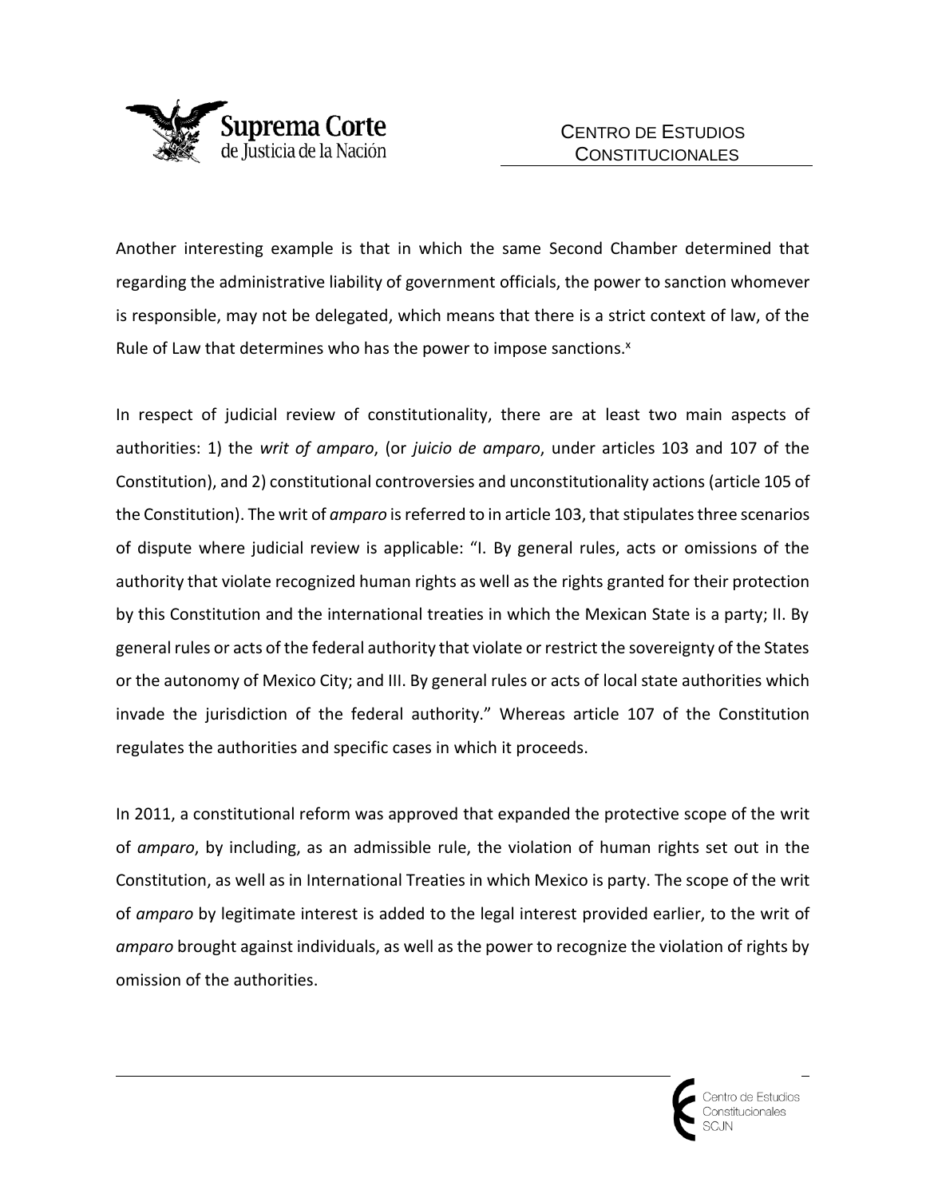Another interesting example is that in which the same Second Chamber determined that regarding the administrative liability of government officials, the power to sanction whomever is responsible, may not be delegated, which means that there is a strict context of law, of the Rule of Law that determines who has the power to impose sanctions.[x]

In respect of judicial review of constitutionality, there are at least two main aspects of authorities: 1) the *writ of amparo*, (or *juicio de amparo*, under articles 103 and 107 of the Constitution), and 2) constitutional controversies and unconstitutionality actions (article 105 of the Constitution). The writ of *amparo* is referred to in article 103, that stipulates three scenarios of dispute where judicial review is applicable: "I. By general rules, acts or omissions of the authority that violate recognized human rights as well as the rights granted for their protection by this Constitution and the international treaties in which the Mexican State is a party; II. By general rules or acts of the federal authority that violate or restrict the sovereignty of the States or the autonomy of Mexico City; and III. By general rules or acts of local state authorities which invade the jurisdiction of the federal authority." Whereas article 107 of the Constitution regulates the authorities and specific cases in which it proceeds.

In 2011, a constitutional reform was approved that expanded the protective scope of the writ of *amparo*, by including, as an admissible rule, the violation of human rights set out in the Constitution, as well as in International Treaties in which Mexico is party. The scope of the writ of *amparo* by legitimate interest is added to the legal interest provided earlier, to the writ of *amparo* brought against individuals, as well as the power to recognize the violation of rights by omission of the authorities.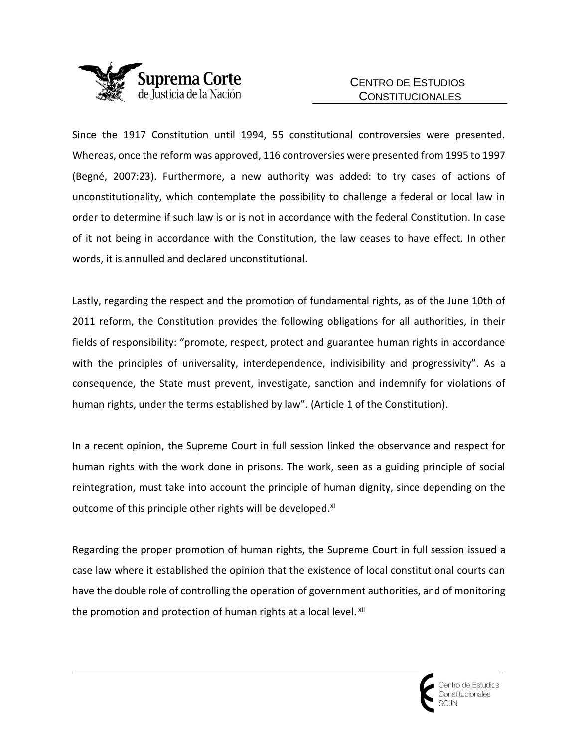Since the 1917 Constitution until 1994, 55 constitutional controversies were presented. Whereas, once the reform was approved, 116 controversies were presented from 1995 to 1997 (Begné, 2007:23). Furthermore, a new authority was added: to try cases of actions of unconstitutionality, which contemplate the possibility to challenge a federal or local law in order to determine if such law is or is not in accordance with the federal Constitution. In case of it not being in accordance with the Constitution, the law ceases to have effect. In other words, it is annulled and declared unconstitutional.

Lastly, regarding the respect and the promotion of fundamental rights, as of the June 10th of 2011 reform, the Constitution provides the following obligations for all authorities, in their fields of responsibility: "promote, respect, protect and guarantee human rights in accordance with the principles of universality, interdependence, indivisibility and progressivity". As a consequence, the State must prevent, investigate, sanction and indemnify for violations of human rights, under the terms established by law". (Article 1 of the Constitution).

In a recent opinion, the Supreme Court in full session linked the observance and respect for human rights with the work done in prisons. The work, seen as a guiding principle of social reintegration, must take into account the principle of human dignity, since depending on the outcome of this principle other rights will be developed.[xi]

Regarding the proper promotion of human rights, the Supreme Court in full session issued a case law where it established the opinion that the existence of local constitutional courts can have the double role of controlling the operation of government authorities, and of monitoring the promotion and protection of human rights at a local level.[xii]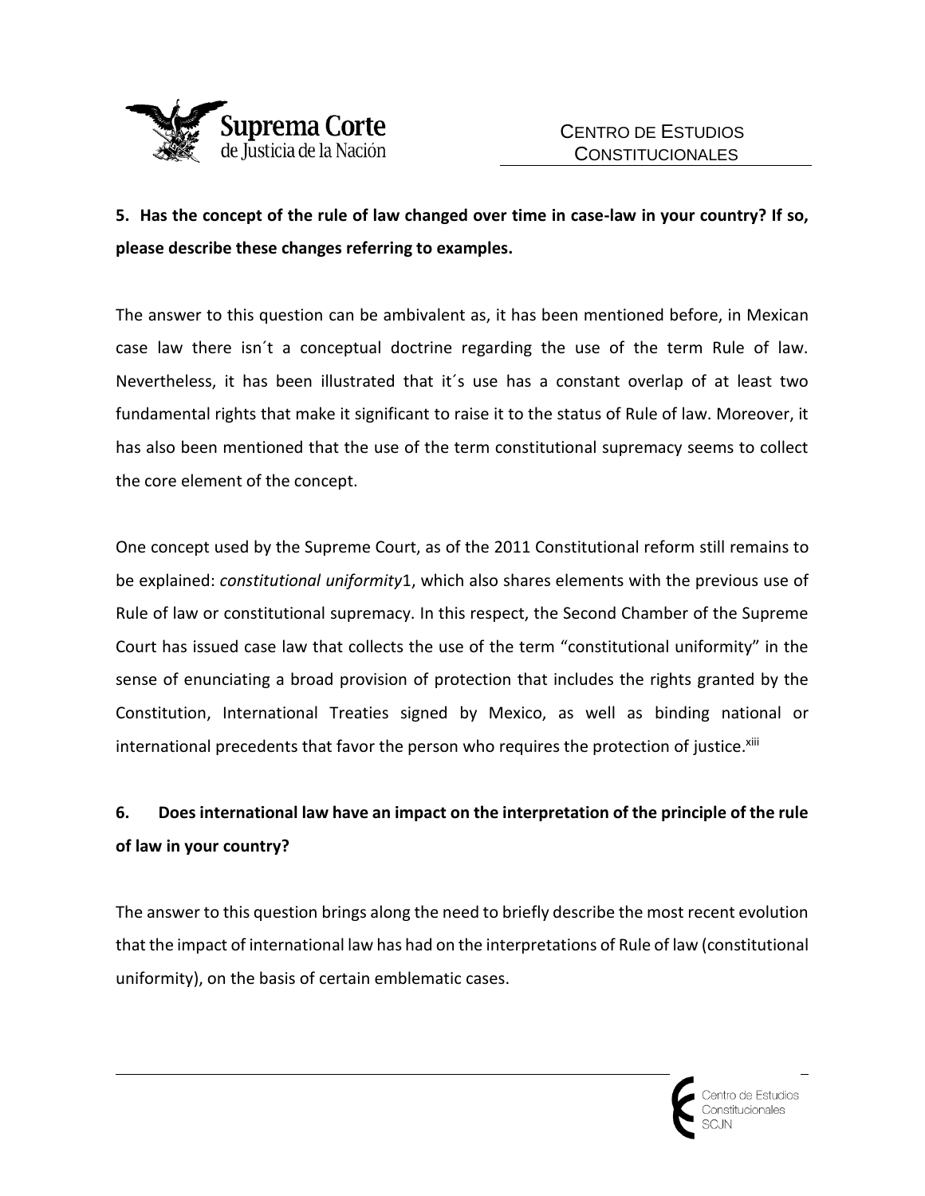**5. Has the concept of the rule of law changed over time in case-law in your country? If so, please describe these changes referring to examples.**

The answer to this question can be ambivalent as, it has been mentioned before, in Mexican case law there isn´t a conceptual doctrine regarding the use of the term Rule of law. Nevertheless, it has been illustrated that it´s use has a constant overlap of at least two fundamental rights that make it significant to raise it to the status of Rule of law. Moreover, it has also been mentioned that the use of the term constitutional supremacy seems to collect the core element of the concept.

One concept used by the Supreme Court, as of the 2011 Constitutional reform still remains to be explained: *constitutional uniformity*1, which also shares elements with the previous use of Rule of law or constitutional supremacy. In this respect, the Second Chamber of the Supreme Court has issued case law that collects the use of the term "constitutional uniformity" in the sense of enunciating a broad provision of protection that includes the rights granted by the Constitution, International Treaties signed by Mexico, as well as binding national or international precedents that favor the person who requires the protection of justice.[xiii]

**6. Does international law have an impact on the interpretation of the principle of the rule of law in your country?**

The answer to this question brings along the need to briefly describe the most recent evolution that the impact of international law has had on the interpretations of Rule of law (constitutional uniformity), on the basis of certain emblematic cases.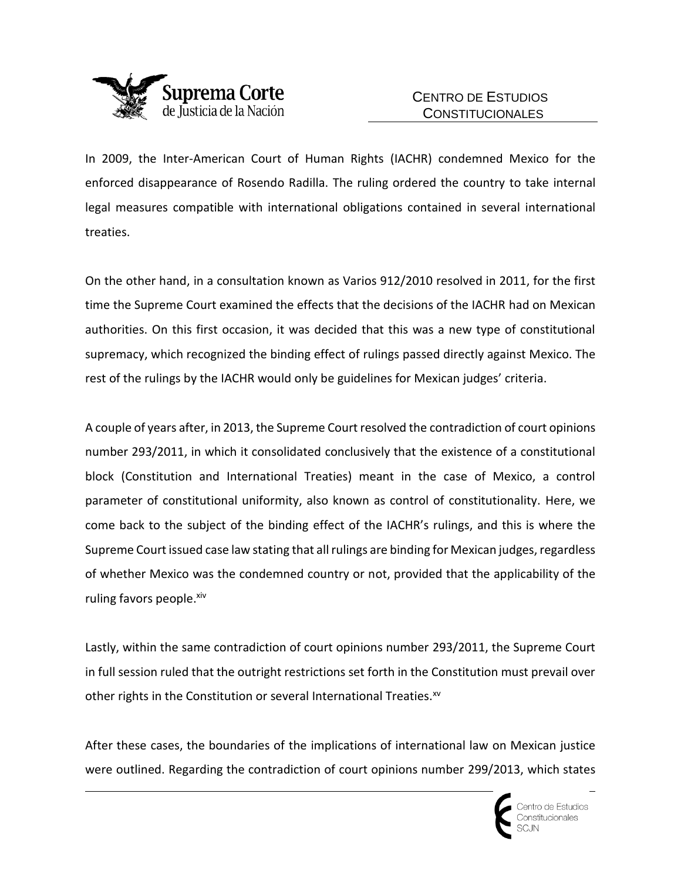In 2009, the Inter-American Court of Human Rights (IACHR) condemned Mexico for the enforced disappearance of Rosendo Radilla. The ruling ordered the country to take internal legal measures compatible with international obligations contained in several international treaties.

On the other hand, in a consultation known as Varios 912/2010 resolved in 2011, for the first time the Supreme Court examined the effects that the decisions of the IACHR had on Mexican authorities. On this first occasion, it was decided that this was a new type of constitutional supremacy, which recognized the binding effect of rulings passed directly against Mexico. The rest of the rulings by the IACHR would only be guidelines for Mexican judges' criteria.

A couple of years after, in 2013, the Supreme Court resolved the contradiction of court opinions number 293/2011, in which it consolidated conclusively that the existence of a constitutional block (Constitution and International Treaties) meant in the case of Mexico, a control parameter of constitutional uniformity, also known as control of constitutionality. Here, we come back to the subject of the binding effect of the IACHR's rulings, and this is where the Supreme Court issued case law stating that all rulings are binding for Mexican judges, regardless of whether Mexico was the condemned country or not, provided that the applicability of the ruling favors people.[xiv]

Lastly, within the same contradiction of court opinions number 293/2011, the Supreme Court in full session ruled that the outright restrictions set forth in the Constitution must prevail over other rights in the Constitution or several International Treaties.[xv]

After these cases, the boundaries of the implications of international law on Mexican justice were outlined. Regarding the contradiction of court opinions number 299/2013, which states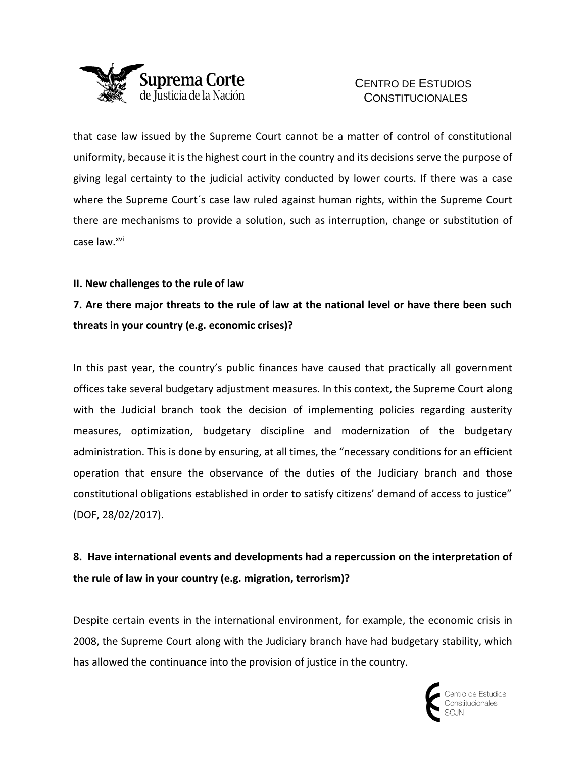that case law issued by the Supreme Court cannot be a matter of control of constitutional uniformity, because it is the highest court in the country and its decisions serve the purpose of giving legal certainty to the judicial activity conducted by lower courts. If there was a case where the Supreme Court´s case law ruled against human rights, within the Supreme Court there are mechanisms to provide a solution, such as interruption, change or substitution of case law.[xvi]

## II. New challenges to the rule of law

### 7. Are there major threats to the rule of law at the national level or have there been such threats in your country (e.g. economic crises)?

In this past year, the country's public finances have caused that practically all government offices take several budgetary adjustment measures. In this context, the Supreme Court along with the Judicial branch took the decision of implementing policies regarding austerity measures, optimization, budgetary discipline and modernization of the budgetary administration. This is done by ensuring, at all times, the "necessary conditions for an efficient operation that ensure the observance of the duties of the Judiciary branch and those constitutional obligations established in order to satisfy citizens' demand of access to justice" (DOF, 28/02/2017).

### 8. Have international events and developments had a repercussion on the interpretation of the rule of law in your country (e.g. migration, terrorism)?

Despite certain events in the international environment, for example, the economic crisis in 2008, the Supreme Court along with the Judiciary branch have had budgetary stability, which has allowed the continuance into the provision of justice in the country.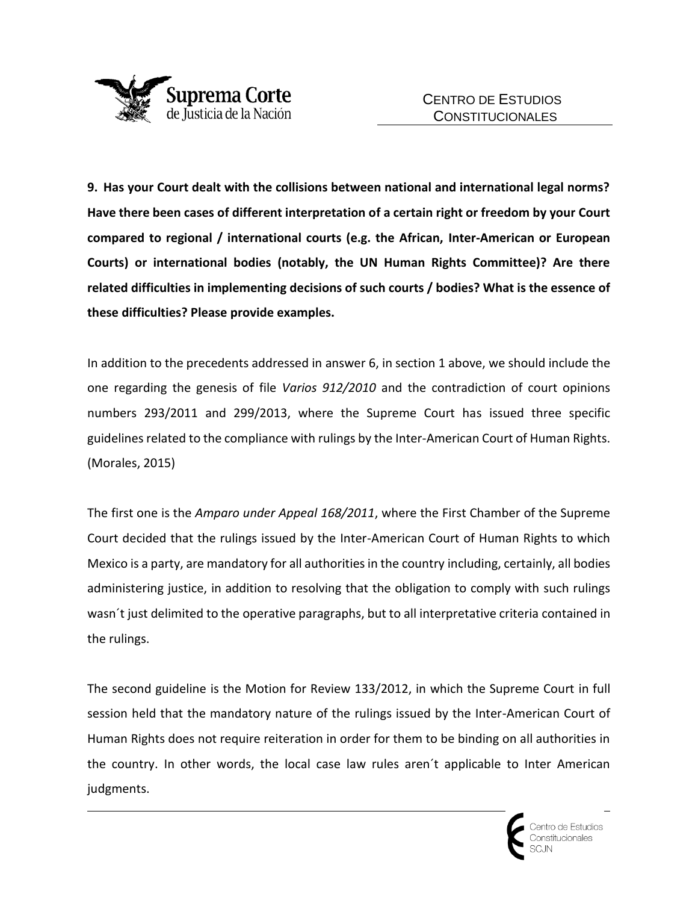**9. Has your Court dealt with the collisions between national and international legal norms? Have there been cases of different interpretation of a certain right or freedom by your Court compared to regional / international courts (e.g. the African, Inter-American or European Courts) or international bodies (notably, the UN Human Rights Committee)? Are there related difficulties in implementing decisions of such courts / bodies? What is the essence of these difficulties? Please provide examples.**

In addition to the precedents addressed in answer 6, in section 1 above, we should include the one regarding the genesis of file *Varios 912/2010* and the contradiction of court opinions numbers 293/2011 and 299/2013, where the Supreme Court has issued three specific guidelines related to the compliance with rulings by the Inter-American Court of Human Rights. (Morales, 2015)

The first one is the *Amparo under Appeal 168/2011*, where the First Chamber of the Supreme Court decided that the rulings issued by the Inter-American Court of Human Rights to which Mexico is a party, are mandatory for all authorities in the country including, certainly, all bodies administering justice, in addition to resolving that the obligation to comply with such rulings wasn´t just delimited to the operative paragraphs, but to all interpretative criteria contained in the rulings.

The second guideline is the Motion for Review 133/2012, in which the Supreme Court in full session held that the mandatory nature of the rulings issued by the Inter-American Court of Human Rights does not require reiteration in order for them to be binding on all authorities in the country. In other words, the local case law rules aren´t applicable to Inter American judgments.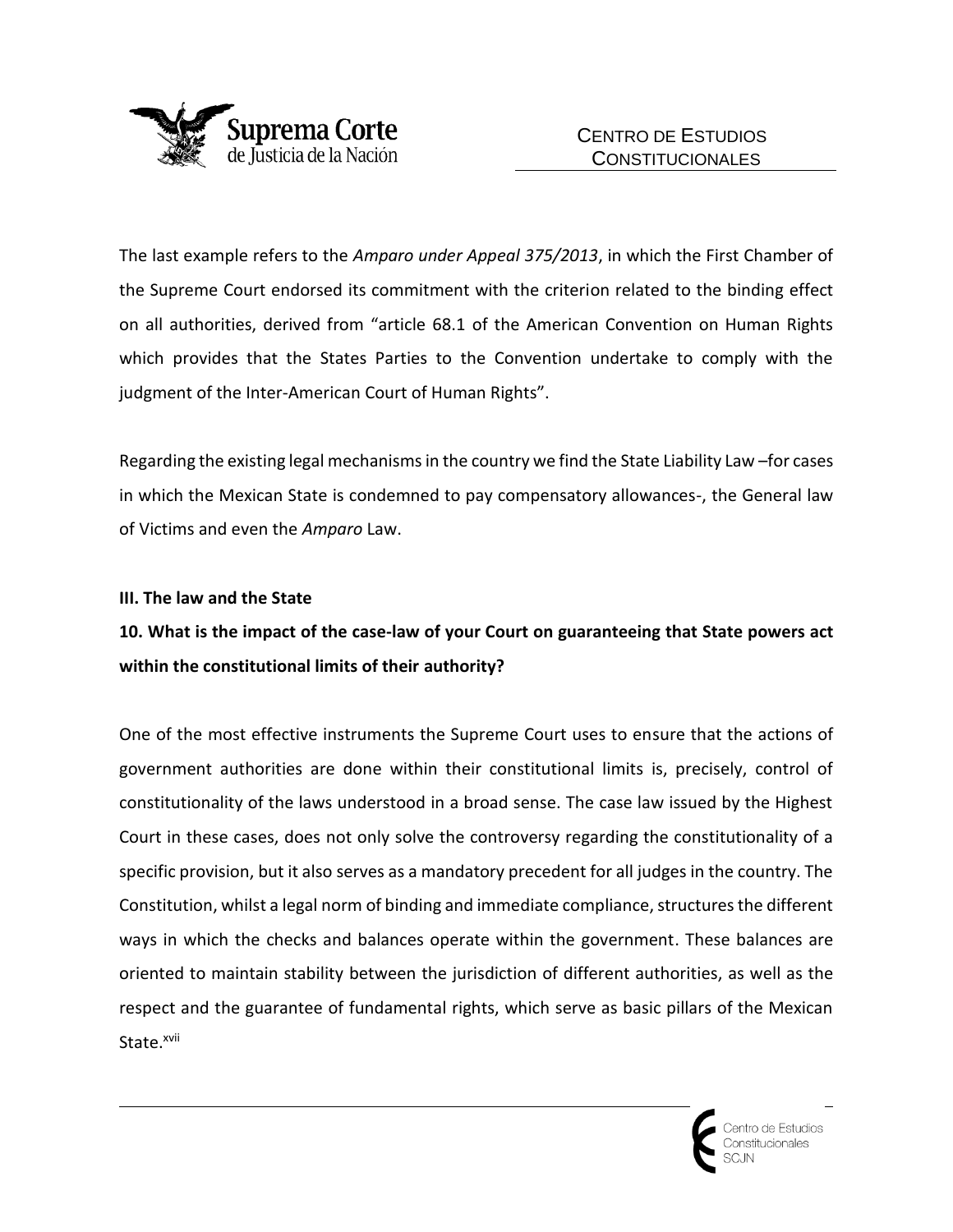The last example refers to the *Amparo under Appeal 375/2013*, in which the First Chamber of the Supreme Court endorsed its commitment with the criterion related to the binding effect on all authorities, derived from "article 68.1 of the American Convention on Human Rights which provides that the States Parties to the Convention undertake to comply with the judgment of the Inter-American Court of Human Rights".

Regarding the existing legal mechanisms in the country we find the State Liability Law –for cases in which the Mexican State is condemned to pay compensatory allowances-, the General law of Victims and even the *Amparo* Law.

### III. The law and the State

**10. What is the impact of the case-law of your Court on guaranteeing that State powers act within the constitutional limits of their authority?**

One of the most effective instruments the Supreme Court uses to ensure that the actions of government authorities are done within their constitutional limits is, precisely, control of constitutionality of the laws understood in a broad sense. The case law issued by the Highest Court in these cases, does not only solve the controversy regarding the constitutionality of a specific provision, but it also serves as a mandatory precedent for all judges in the country. The Constitution, whilst a legal norm of binding and immediate compliance, structures the different ways in which the checks and balances operate within the government. These balances are oriented to maintain stability between the jurisdiction of different authorities, as well as the respect and the guarantee of fundamental rights, which serve as basic pillars of the Mexican State.[xvii]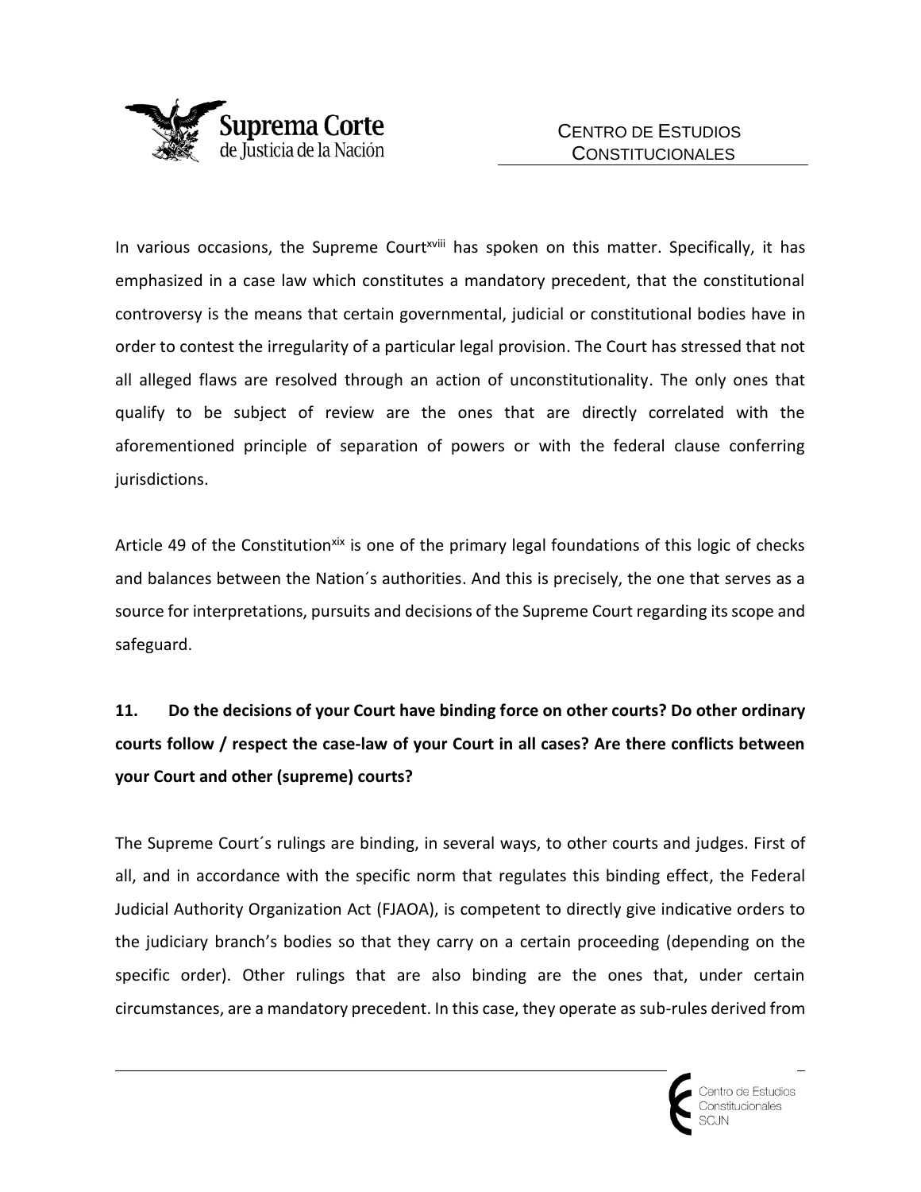In various occasions, the Supreme Court[xviii] has spoken on this matter. Specifically, it has emphasized in a case law which constitutes a mandatory precedent, that the constitutional controversy is the means that certain governmental, judicial or constitutional bodies have in order to contest the irregularity of a particular legal provision. The Court has stressed that not all alleged flaws are resolved through an action of unconstitutionality. The only ones that qualify to be subject of review are the ones that are directly correlated with the aforementioned principle of separation of powers or with the federal clause conferring jurisdictions.

Article 49 of the Constitution[xix] is one of the primary legal foundations of this logic of checks and balances between the Nation´s authorities. And this is precisely, the one that serves as a source for interpretations, pursuits and decisions of the Supreme Court regarding its scope and safeguard.

**11. Do the decisions of your Court have binding force on other courts? Do other ordinary courts follow / respect the case-law of your Court in all cases? Are there conflicts between your Court and other (supreme) courts?**

The Supreme Court´s rulings are binding, in several ways, to other courts and judges. First of all, and in accordance with the specific norm that regulates this binding effect, the Federal Judicial Authority Organization Act (FJAOA), is competent to directly give indicative orders to the judiciary branch's bodies so that they carry on a certain proceeding (depending on the specific order). Other rulings that are also binding are the ones that, under certain circumstances, are a mandatory precedent. In this case, they operate as sub-rules derived from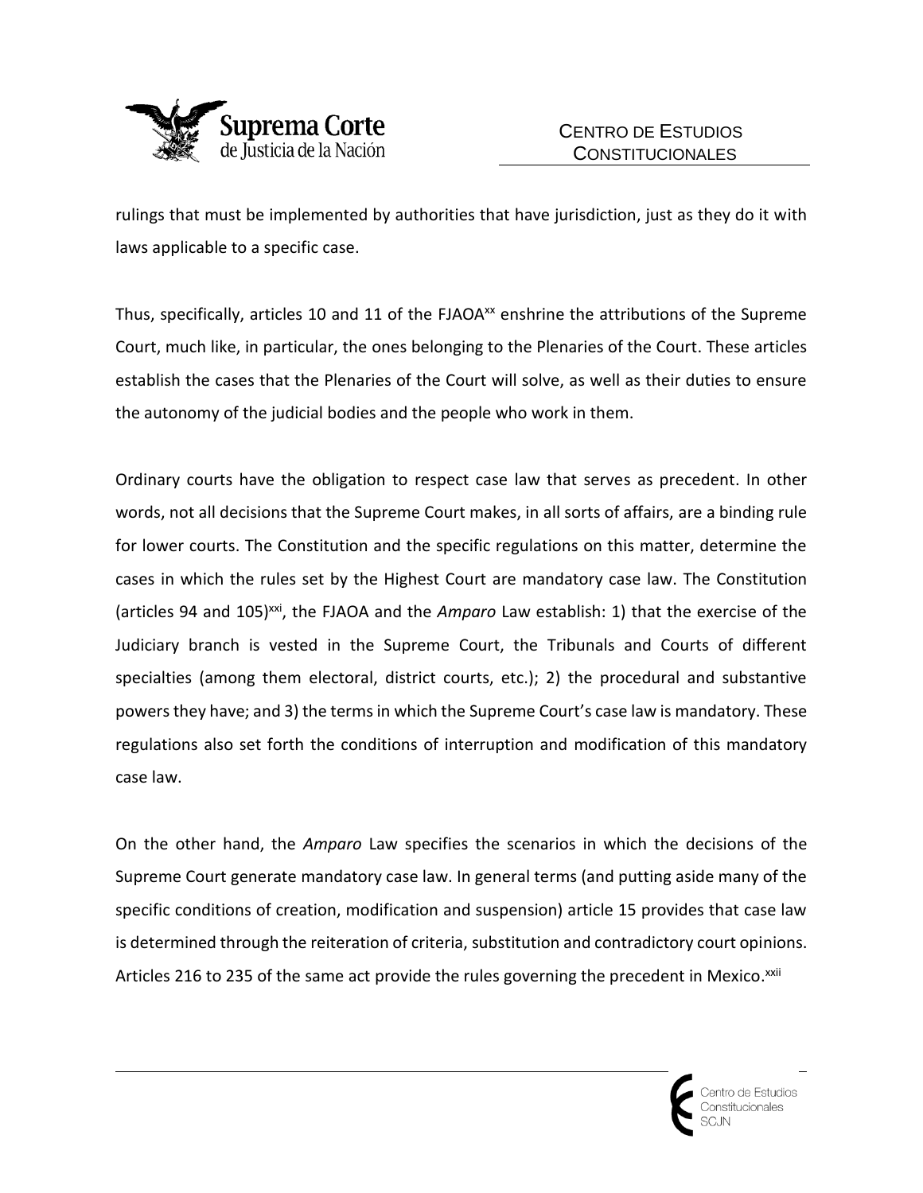rulings that must be implemented by authorities that have jurisdiction, just as they do it with laws applicable to a specific case.

Thus, specifically, articles 10 and 11 of the FJAOA[xx] enshrine the attributions of the Supreme Court, much like, in particular, the ones belonging to the Plenaries of the Court. These articles establish the cases that the Plenaries of the Court will solve, as well as their duties to ensure the autonomy of the judicial bodies and the people who work in them.

Ordinary courts have the obligation to respect case law that serves as precedent. In other words, not all decisions that the Supreme Court makes, in all sorts of affairs, are a binding rule for lower courts. The Constitution and the specific regulations on this matter, determine the cases in which the rules set by the Highest Court are mandatory case law. The Constitution (articles 94 and 105)[xxi], the FJAOA and the *Amparo* Law establish: 1) that the exercise of the Judiciary branch is vested in the Supreme Court, the Tribunals and Courts of different specialties (among them electoral, district courts, etc.); 2) the procedural and substantive powers they have; and 3) the terms in which the Supreme Court's case law is mandatory. These regulations also set forth the conditions of interruption and modification of this mandatory case law.

On the other hand, the *Amparo* Law specifies the scenarios in which the decisions of the Supreme Court generate mandatory case law. In general terms (and putting aside many of the specific conditions of creation, modification and suspension) article 15 provides that case law is determined through the reiteration of criteria, substitution and contradictory court opinions. Articles 216 to 235 of the same act provide the rules governing the precedent in Mexico.[xxii]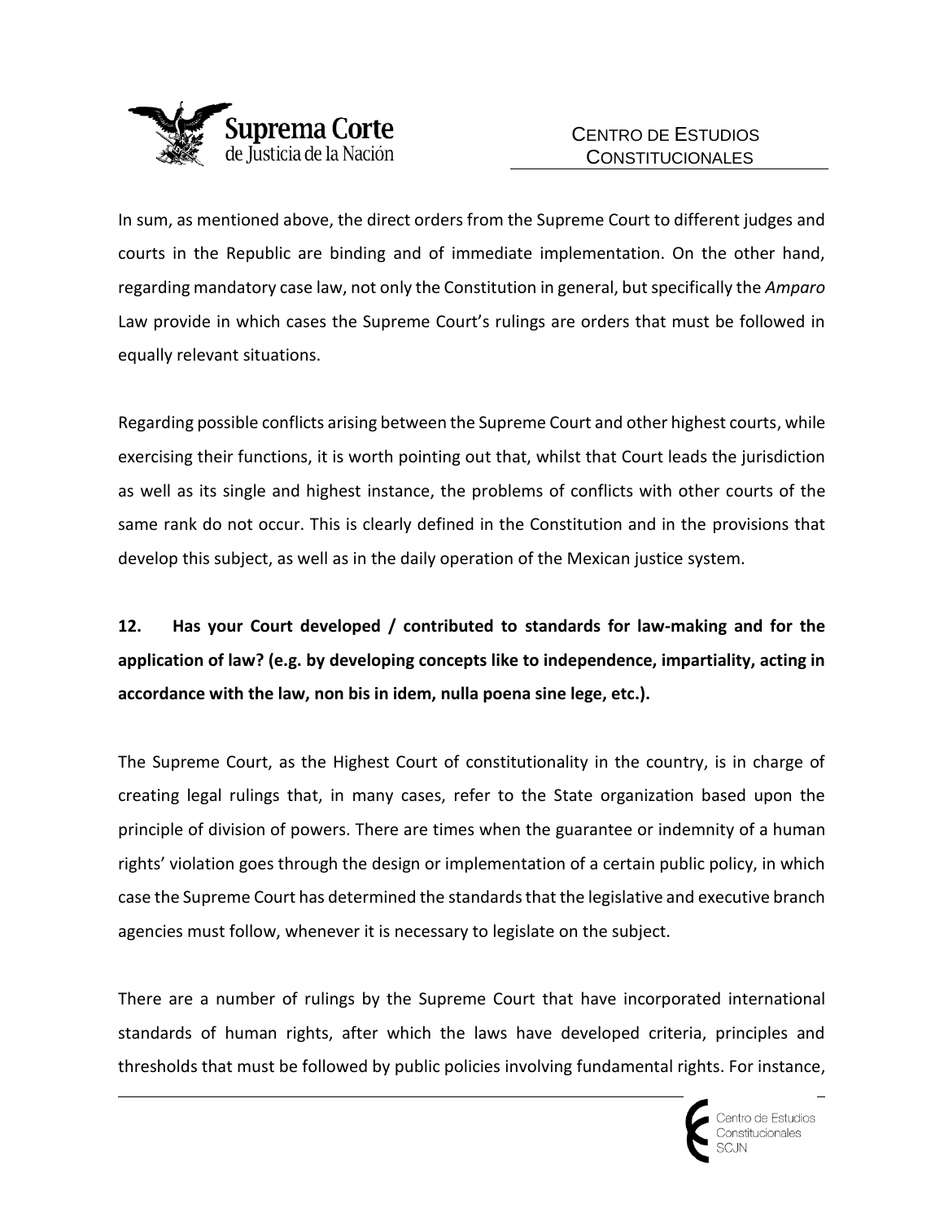In sum, as mentioned above, the direct orders from the Supreme Court to different judges and courts in the Republic are binding and of immediate implementation. On the other hand, regarding mandatory case law, not only the Constitution in general, but specifically the *Amparo* Law provide in which cases the Supreme Court's rulings are orders that must be followed in equally relevant situations.

Regarding possible conflicts arising between the Supreme Court and other highest courts, while exercising their functions, it is worth pointing out that, whilst that Court leads the jurisdiction as well as its single and highest instance, the problems of conflicts with other courts of the same rank do not occur. This is clearly defined in the Constitution and in the provisions that develop this subject, as well as in the daily operation of the Mexican justice system.

**12. Has your Court developed / contributed to standards for law-making and for the application of law? (e.g. by developing concepts like to independence, impartiality, acting in accordance with the law, non bis in idem, nulla poena sine lege, etc.).**

The Supreme Court, as the Highest Court of constitutionality in the country, is in charge of creating legal rulings that, in many cases, refer to the State organization based upon the principle of division of powers. There are times when the guarantee or indemnity of a human rights' violation goes through the design or implementation of a certain public policy, in which case the Supreme Court has determined the standards that the legislative and executive branch agencies must follow, whenever it is necessary to legislate on the subject.

There are a number of rulings by the Supreme Court that have incorporated international standards of human rights, after which the laws have developed criteria, principles and thresholds that must be followed by public policies involving fundamental rights. For instance,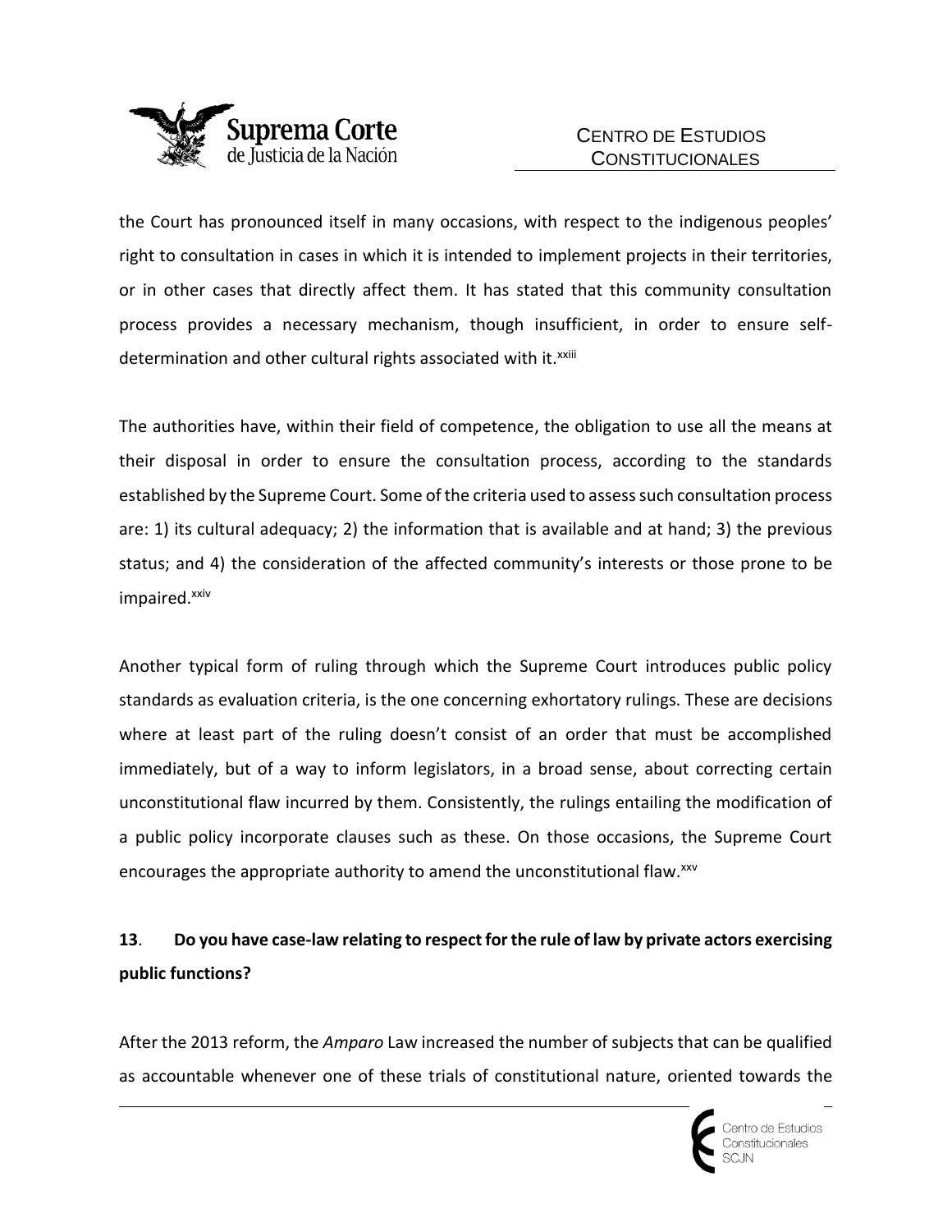the Court has pronounced itself in many occasions, with respect to the indigenous peoples' right to consultation in cases in which it is intended to implement projects in their territories, or in other cases that directly affect them. It has stated that this community consultation process provides a necessary mechanism, though insufficient, in order to ensure self-determination and other cultural rights associated with it.[xxiii]

The authorities have, within their field of competence, the obligation to use all the means at their disposal in order to ensure the consultation process, according to the standards established by the Supreme Court. Some of the criteria used to assess such consultation process are: 1) its cultural adequacy; 2) the information that is available and at hand; 3) the previous status; and 4) the consideration of the affected community's interests or those prone to be impaired.[xxiv]

Another typical form of ruling through which the Supreme Court introduces public policy standards as evaluation criteria, is the one concerning exhortatory rulings. These are decisions where at least part of the ruling doesn't consist of an order that must be accomplished immediately, but of a way to inform legislators, in a broad sense, about correcting certain unconstitutional flaw incurred by them. Consistently, the rulings entailing the modification of a public policy incorporate clauses such as these. On those occasions, the Supreme Court encourages the appropriate authority to amend the unconstitutional flaw.[xxv]

**13**. **Do you have case-law relating to respect for the rule of law by private actors exercising public functions?**

After the 2013 reform, the *Amparo* Law increased the number of subjects that can be qualified as accountable whenever one of these trials of constitutional nature, oriented towards the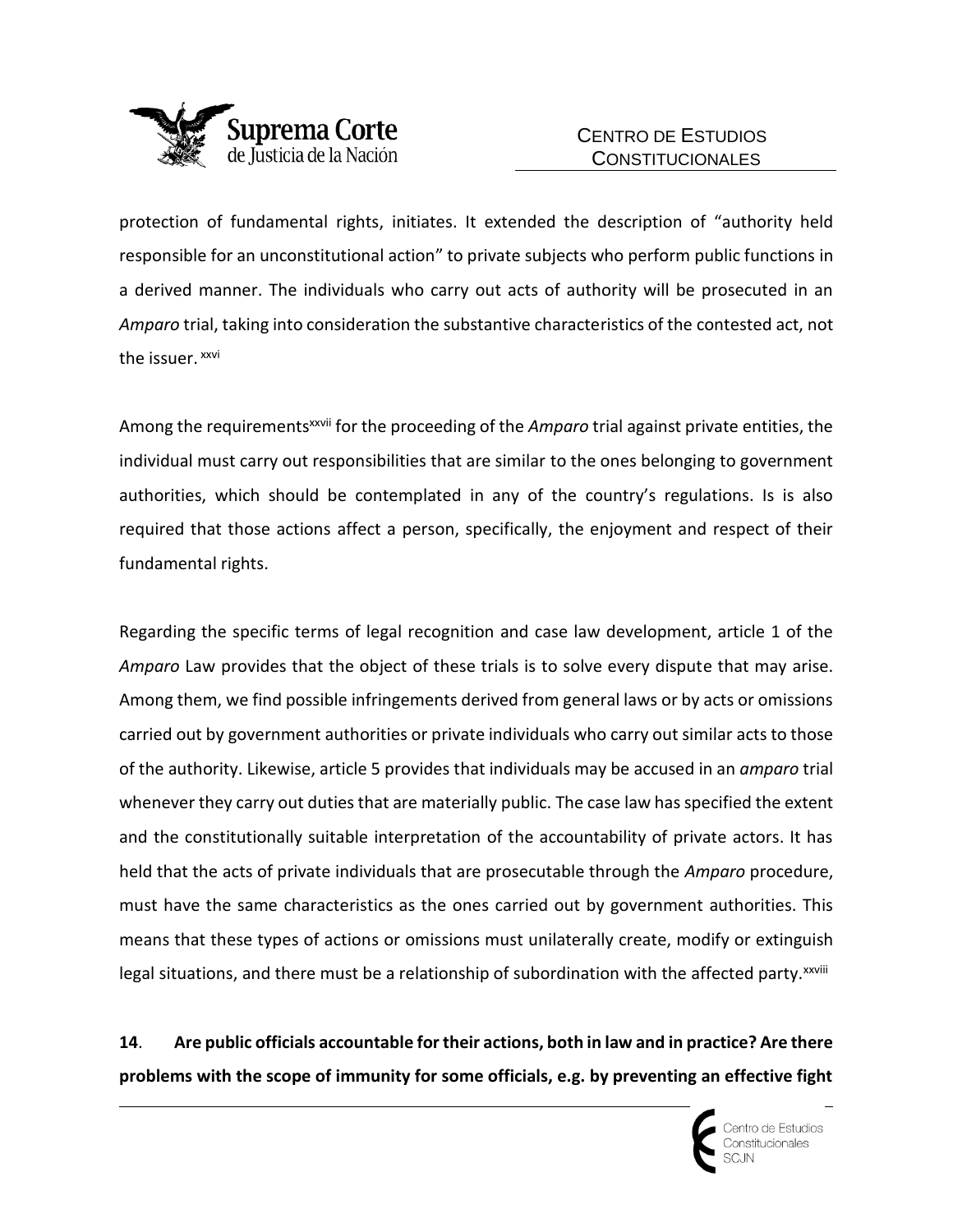protection of fundamental rights, initiates. It extended the description of "authority held responsible for an unconstitutional action" to private subjects who perform public functions in a derived manner. The individuals who carry out acts of authority will be prosecuted in an *Amparo* trial, taking into consideration the substantive characteristics of the contested act, not the issuer. [xxvi]

Among the requirements[xxvii] for the proceeding of the *Amparo* trial against private entities, the individual must carry out responsibilities that are similar to the ones belonging to government authorities, which should be contemplated in any of the country's regulations. Is is also required that those actions affect a person, specifically, the enjoyment and respect of their fundamental rights.

Regarding the specific terms of legal recognition and case law development, article 1 of the *Amparo* Law provides that the object of these trials is to solve every dispute that may arise. Among them, we find possible infringements derived from general laws or by acts or omissions carried out by government authorities or private individuals who carry out similar acts to those of the authority. Likewise, article 5 provides that individuals may be accused in an *amparo* trial whenever they carry out duties that are materially public. The case law has specified the extent and the constitutionally suitable interpretation of the accountability of private actors. It has held that the acts of private individuals that are prosecutable through the *Amparo* procedure, must have the same characteristics as the ones carried out by government authorities. This means that these types of actions or omissions must unilaterally create, modify or extinguish legal situations, and there must be a relationship of subordination with the affected party.[xxviii]

**14**. **Are public officials accountable for their actions, both in law and in practice? Are there problems with the scope of immunity for some officials, e.g. by preventing an effective fight**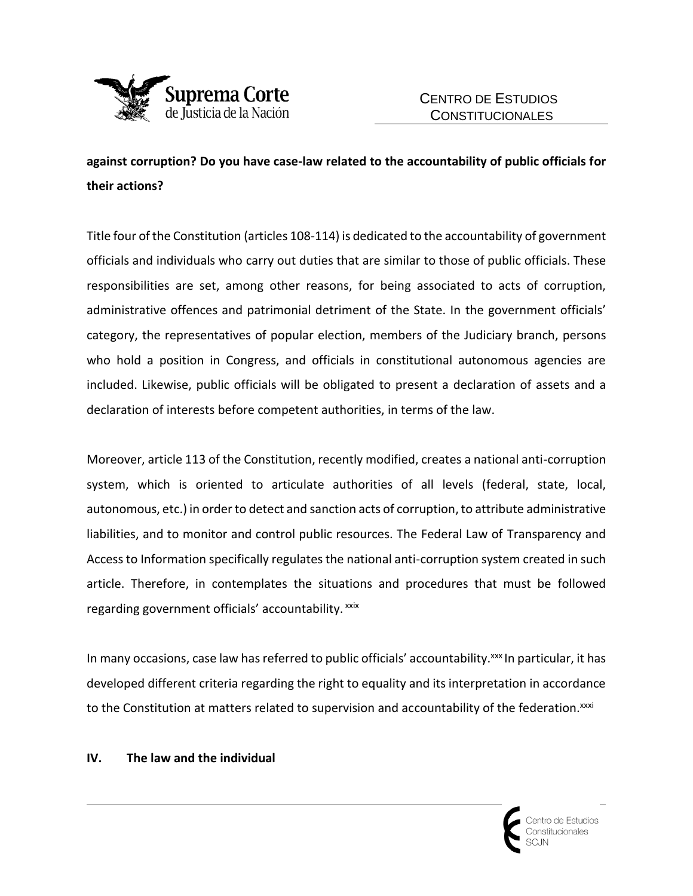**against corruption? Do you have case-law related to the accountability of public officials for their actions?**

Title four of the Constitution (articles 108-114) is dedicated to the accountability of government officials and individuals who carry out duties that are similar to those of public officials. These responsibilities are set, among other reasons, for being associated to acts of corruption, administrative offences and patrimonial detriment of the State. In the government officials' category, the representatives of popular election, members of the Judiciary branch, persons who hold a position in Congress, and officials in constitutional autonomous agencies are included. Likewise, public officials will be obligated to present a declaration of assets and a declaration of interests before competent authorities, in terms of the law.

Moreover, article 113 of the Constitution, recently modified, creates a national anti-corruption system, which is oriented to articulate authorities of all levels (federal, state, local, autonomous, etc.) in order to detect and sanction acts of corruption, to attribute administrative liabilities, and to monitor and control public resources. The Federal Law of Transparency and Access to Information specifically regulates the national anti-corruption system created in such article. Therefore, in contemplates the situations and procedures that must be followed regarding government officials' accountability. [xxix]

In many occasions, case law has referred to public officials' accountability.[xxx] In particular, it has developed different criteria regarding the right to equality and its interpretation in accordance to the Constitution at matters related to supervision and accountability of the federation.[xxxi]

## IV. The law and the individual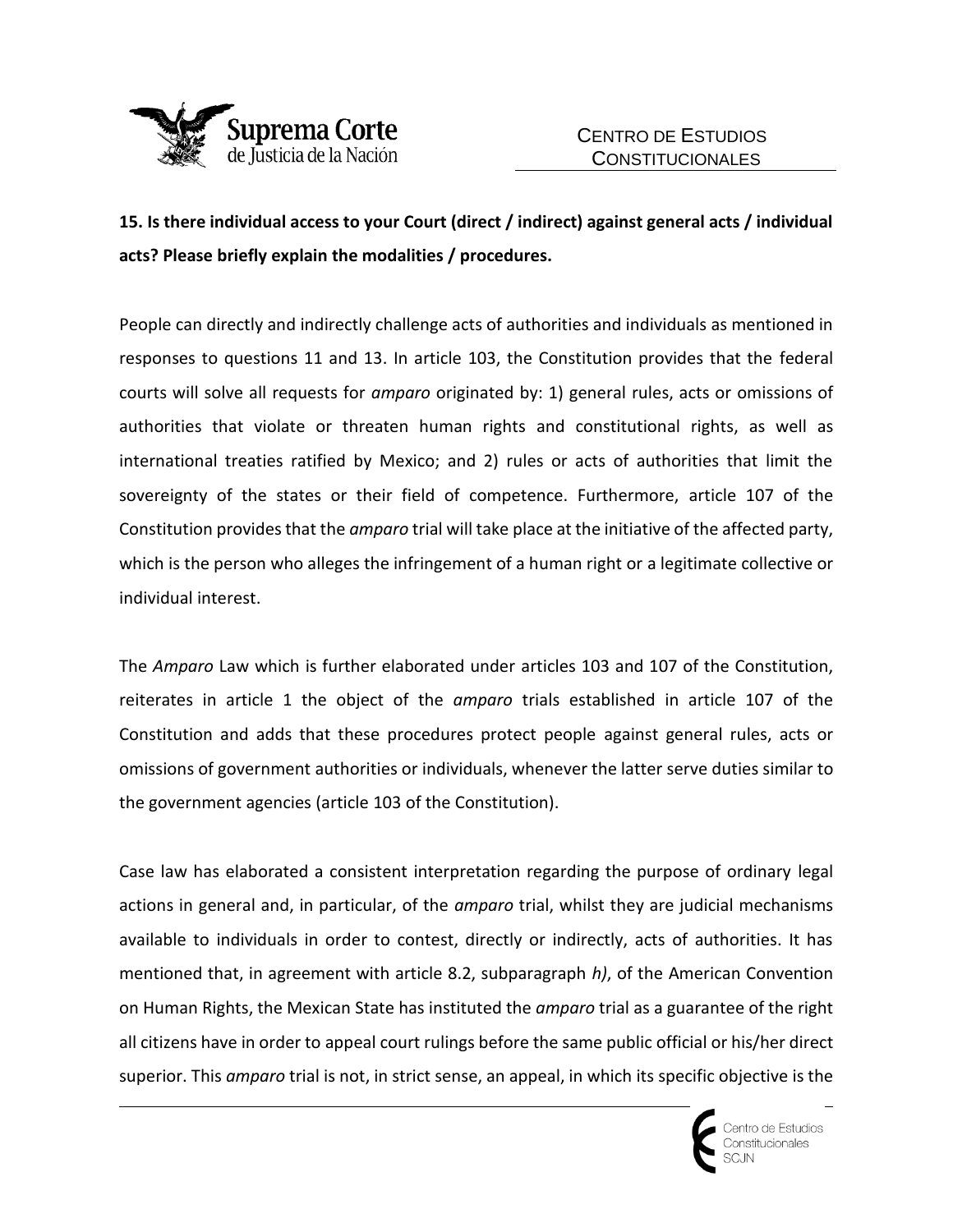**15. Is there individual access to your Court (direct / indirect) against general acts / individual acts? Please briefly explain the modalities / procedures.**

People can directly and indirectly challenge acts of authorities and individuals as mentioned in responses to questions 11 and 13. In article 103, the Constitution provides that the federal courts will solve all requests for *amparo* originated by: 1) general rules, acts or omissions of authorities that violate or threaten human rights and constitutional rights, as well as international treaties ratified by Mexico; and 2) rules or acts of authorities that limit the sovereignty of the states or their field of competence. Furthermore, article 107 of the Constitution provides that the *amparo* trial will take place at the initiative of the affected party, which is the person who alleges the infringement of a human right or a legitimate collective or individual interest.

The *Amparo* Law which is further elaborated under articles 103 and 107 of the Constitution, reiterates in article 1 the object of the *amparo* trials established in article 107 of the Constitution and adds that these procedures protect people against general rules, acts or omissions of government authorities or individuals, whenever the latter serve duties similar to the government agencies (article 103 of the Constitution).

Case law has elaborated a consistent interpretation regarding the purpose of ordinary legal actions in general and, in particular, of the *amparo* trial, whilst they are judicial mechanisms available to individuals in order to contest, directly or indirectly, acts of authorities. It has mentioned that, in agreement with article 8.2, subparagraph *h)*, of the American Convention on Human Rights, the Mexican State has instituted the *amparo* trial as a guarantee of the right all citizens have in order to appeal court rulings before the same public official or his/her direct superior. This *amparo* trial is not, in strict sense, an appeal, in which its specific objective is the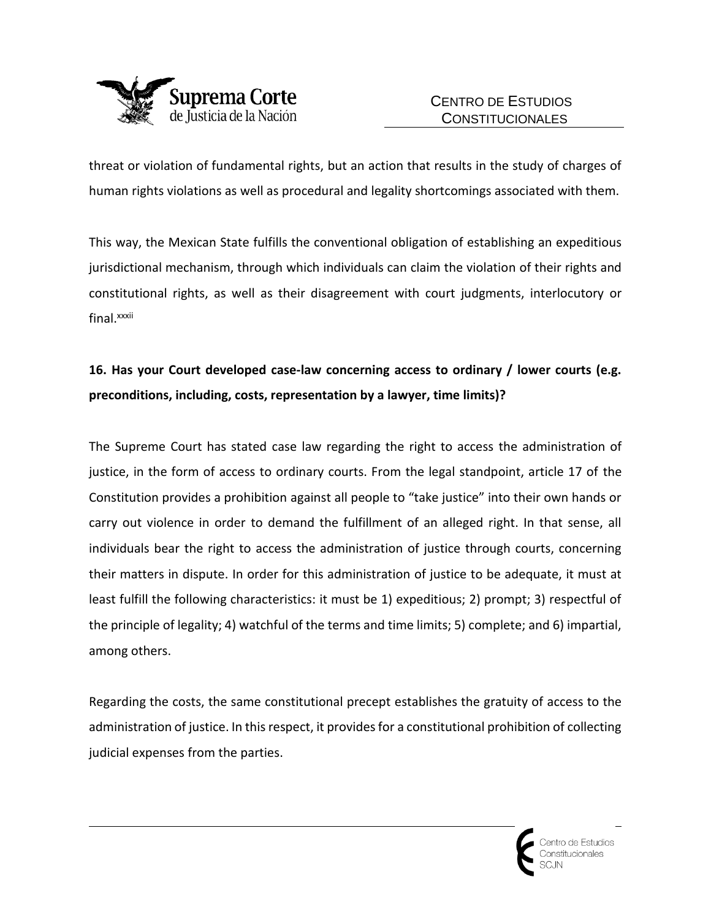threat or violation of fundamental rights, but an action that results in the study of charges of human rights violations as well as procedural and legality shortcomings associated with them.

This way, the Mexican State fulfills the conventional obligation of establishing an expeditious jurisdictional mechanism, through which individuals can claim the violation of their rights and constitutional rights, as well as their disagreement with court judgments, interlocutory or final.[xxxii]

**16. Has your Court developed case-law concerning access to ordinary / lower courts (e.g. preconditions, including, costs, representation by a lawyer, time limits)?**

The Supreme Court has stated case law regarding the right to access the administration of justice, in the form of access to ordinary courts. From the legal standpoint, article 17 of the Constitution provides a prohibition against all people to "take justice" into their own hands or carry out violence in order to demand the fulfillment of an alleged right. In that sense, all individuals bear the right to access the administration of justice through courts, concerning their matters in dispute. In order for this administration of justice to be adequate, it must at least fulfill the following characteristics: it must be 1) expeditious; 2) prompt; 3) respectful of the principle of legality; 4) watchful of the terms and time limits; 5) complete; and 6) impartial, among others.

Regarding the costs, the same constitutional precept establishes the gratuity of access to the administration of justice. In this respect, it provides for a constitutional prohibition of collecting judicial expenses from the parties.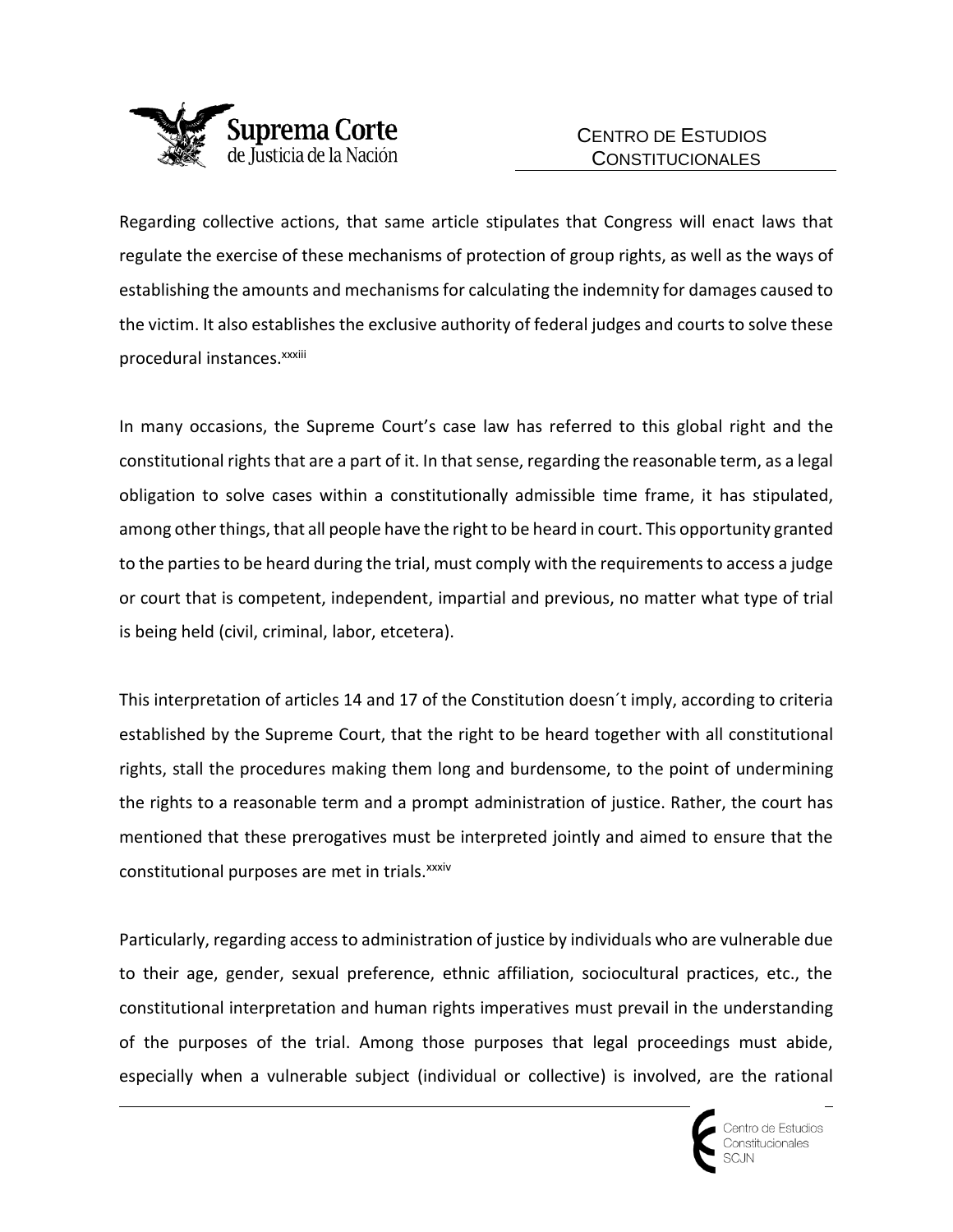Regarding collective actions, that same article stipulates that Congress will enact laws that regulate the exercise of these mechanisms of protection of group rights, as well as the ways of establishing the amounts and mechanisms for calculating the indemnity for damages caused to the victim. It also establishes the exclusive authority of federal judges and courts to solve these procedural instances.[xxxiii]

In many occasions, the Supreme Court's case law has referred to this global right and the constitutional rights that are a part of it. In that sense, regarding the reasonable term, as a legal obligation to solve cases within a constitutionally admissible time frame, it has stipulated, among other things, that all people have the right to be heard in court. This opportunity granted to the parties to be heard during the trial, must comply with the requirements to access a judge or court that is competent, independent, impartial and previous, no matter what type of trial is being held (civil, criminal, labor, etcetera).

This interpretation of articles 14 and 17 of the Constitution doesn´t imply, according to criteria established by the Supreme Court, that the right to be heard together with all constitutional rights, stall the procedures making them long and burdensome, to the point of undermining the rights to a reasonable term and a prompt administration of justice. Rather, the court has mentioned that these prerogatives must be interpreted jointly and aimed to ensure that the constitutional purposes are met in trials.[xxxiv]

Particularly, regarding access to administration of justice by individuals who are vulnerable due to their age, gender, sexual preference, ethnic affiliation, sociocultural practices, etc., the constitutional interpretation and human rights imperatives must prevail in the understanding of the purposes of the trial. Among those purposes that legal proceedings must abide, especially when a vulnerable subject (individual or collective) is involved, are the rational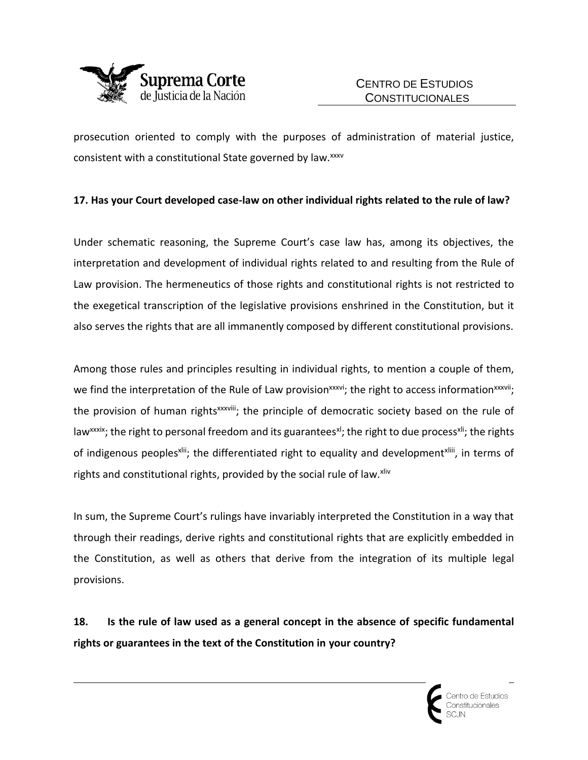prosecution oriented to comply with the purposes of administration of material justice, consistent with a constitutional State governed by law.[xxxv]

**17. Has your Court developed case-law on other individual rights related to the rule of law?**

Under schematic reasoning, the Supreme Court's case law has, among its objectives, the interpretation and development of individual rights related to and resulting from the Rule of Law provision. The hermeneutics of those rights and constitutional rights is not restricted to the exegetical transcription of the legislative provisions enshrined in the Constitution, but it also serves the rights that are all immanently composed by different constitutional provisions.

Among those rules and principles resulting in individual rights, to mention a couple of them, we find the interpretation of the Rule of Law provision[xxxvi]; the right to access information[xxxvii]; the provision of human rights[xxxviii]; the principle of democratic society based on the rule of law[xxxix]; the right to personal freedom and its guarantees[xl]; the right to due process[xli]; the rights of indigenous peoples[xlii]; the differentiated right to equality and development[xliii], in terms of rights and constitutional rights, provided by the social rule of law.[xliv]

In sum, the Supreme Court's rulings have invariably interpreted the Constitution in a way that through their readings, derive rights and constitutional rights that are explicitly embedded in the Constitution, as well as others that derive from the integration of its multiple legal provisions.

**18. Is the rule of law used as a general concept in the absence of specific fundamental rights or guarantees in the text of the Constitution in your country?**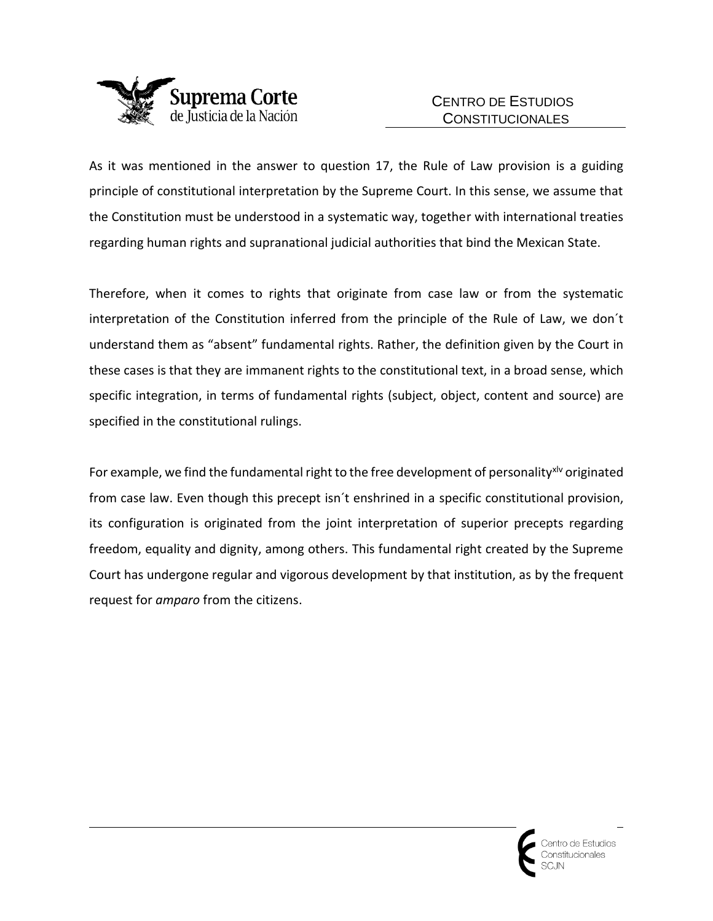As it was mentioned in the answer to question 17, the Rule of Law provision is a guiding principle of constitutional interpretation by the Supreme Court. In this sense, we assume that the Constitution must be understood in a systematic way, together with international treaties regarding human rights and supranational judicial authorities that bind the Mexican State.

Therefore, when it comes to rights that originate from case law or from the systematic interpretation of the Constitution inferred from the principle of the Rule of Law, we don´t understand them as "absent" fundamental rights. Rather, the definition given by the Court in these cases is that they are immanent rights to the constitutional text, in a broad sense, which specific integration, in terms of fundamental rights (subject, object, content and source) are specified in the constitutional rulings.

For example, we find the fundamental right to the free development of personality[xlv] originated from case law. Even though this precept isn´t enshrined in a specific constitutional provision, its configuration is originated from the joint interpretation of superior precepts regarding freedom, equality and dignity, among others. This fundamental right created by the Supreme Court has undergone regular and vigorous development by that institution, as by the frequent request for *amparo* from the citizens.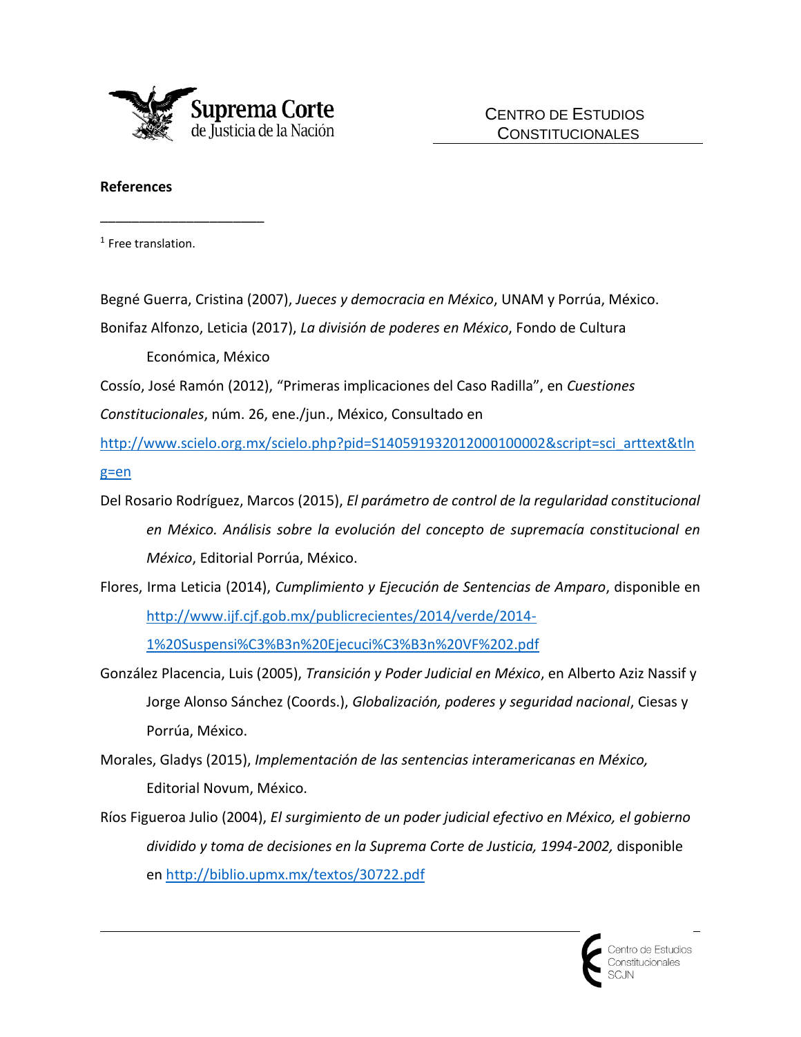**References**

---

[1] Free translation.

Begné Guerra, Cristina (2007), *Jueces y democracia en México*, UNAM y Porrúa, México.

Bonifaz Alfonzo, Leticia (2017), *La división de poderes en México*, Fondo de Cultura Económica, México

Cossío, José Ramón (2012), "Primeras implicaciones del Caso Radilla", en *Cuestiones Constitucionales*, núm. 26, ene./jun., México, Consultado en http://www.scielo.org.mx/scielo.php?pid=S140591932012000100002&script=sci_arttext&tlng=en

Del Rosario Rodríguez, Marcos (2015), *El parámetro de control de la regularidad constitucional en México. Análisis sobre la evolución del concepto de supremacía constitucional en México*, Editorial Porrúa, México.

Flores, Irma Leticia (2014), *Cumplimiento y Ejecución de Sentencias de Amparo*, disponible en http://www.ijf.cjf.gob.mx/publicrecientes/2014/verde/2014-1%20Suspensi%C3%B3n%20Ejecuci%C3%B3n%20VF%202.pdf

González Placencia, Luis (2005), *Transición y Poder Judicial en México*, en Alberto Aziz Nassif y Jorge Alonso Sánchez (Coords.), *Globalización, poderes y seguridad nacional*, Ciesas y Porrúa, México.

Morales, Gladys (2015), *Implementación de las sentencias interamericanas en México,* Editorial Novum, México.

Ríos Figueroa Julio (2004), *El surgimiento de un poder judicial efectivo en México, el gobierno dividido y toma de decisiones en la Suprema Corte de Justicia, 1994-2002,* disponible en http://biblio.upmx.mx/textos/30722.pdf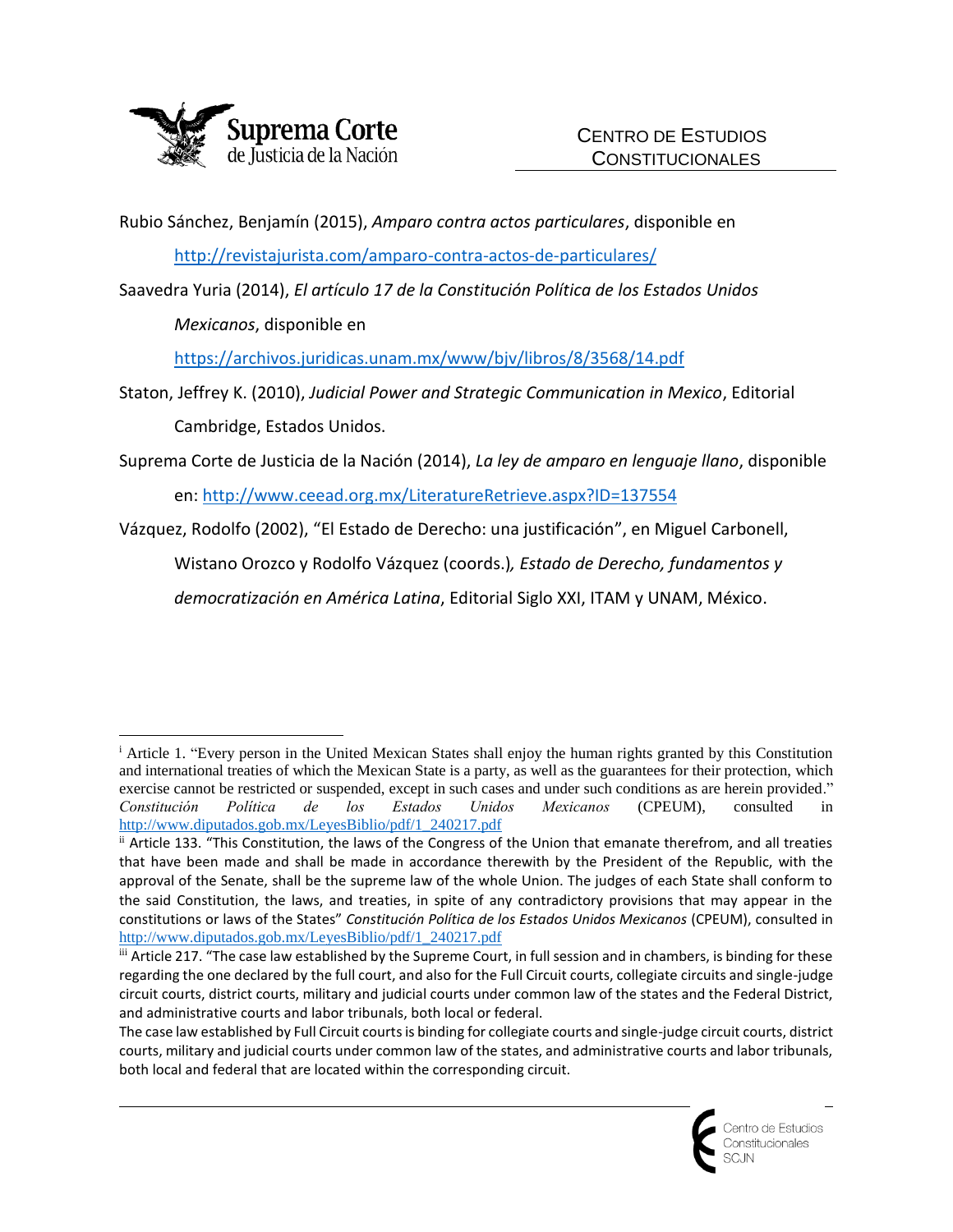Rubio Sánchez, Benjamín (2015), *Amparo contra actos particulares*, disponible en http://revistajurista.com/amparo-contra-actos-de-particulares/

Saavedra Yuria (2014), *El artículo 17 de la Constitución Política de los Estados Unidos Mexicanos*, disponible en https://archivos.juridicas.unam.mx/www/bjv/libros/8/3568/14.pdf

Staton, Jeffrey K. (2010), *Judicial Power and Strategic Communication in Mexico*, Editorial Cambridge, Estados Unidos.

Suprema Corte de Justicia de la Nación (2014), *La ley de amparo en lenguaje llano*, disponible en: http://www.ceead.org.mx/LiteratureRetrieve.aspx?ID=137554

Vázquez, Rodolfo (2002), "El Estado de Derecho: una justificación", en Miguel Carbonell, Wistano Orozco y Rodolfo Vázquez (coords.)*, Estado de Derecho, fundamentos y democratización en América Latina*, Editorial Siglo XXI, ITAM y UNAM, México.

---

[i] Article 1. "Every person in the United Mexican States shall enjoy the human rights granted by this Constitution and international treaties of which the Mexican State is a party, as well as the guarantees for their protection, which exercise cannot be restricted or suspended, except in such cases and under such conditions as are herein provided." *Constitución Política de los Estados Unidos Mexicanos* (CPEUM), consulted in http://www.diputados.gob.mx/LeyesBiblio/pdf/1_240217.pdf

[ii] Article 133. "This Constitution, the laws of the Congress of the Union that emanate therefrom, and all treaties that have been made and shall be made in accordance therewith by the President of the Republic, with the approval of the Senate, shall be the supreme law of the whole Union. The judges of each State shall conform to the said Constitution, the laws, and treaties, in spite of any contradictory provisions that may appear in the constitutions or laws of the States" *Constitución Política de los Estados Unidos Mexicanos* (CPEUM), consulted in http://www.diputados.gob.mx/LeyesBiblio/pdf/1_240217.pdf

[iii] Article 217. "The case law established by the Supreme Court, in full session and in chambers, is binding for these regarding the one declared by the full court, and also for the Full Circuit courts, collegiate circuits and single-judge circuit courts, district courts, military and judicial courts under common law of the states and the Federal District, and administrative courts and labor tribunals, both local or federal.

The case law established by Full Circuit courts is binding for collegiate courts and single-judge circuit courts, district courts, military and judicial courts under common law of the states, and administrative courts and labor tribunals, both local and federal that are located within the corresponding circuit.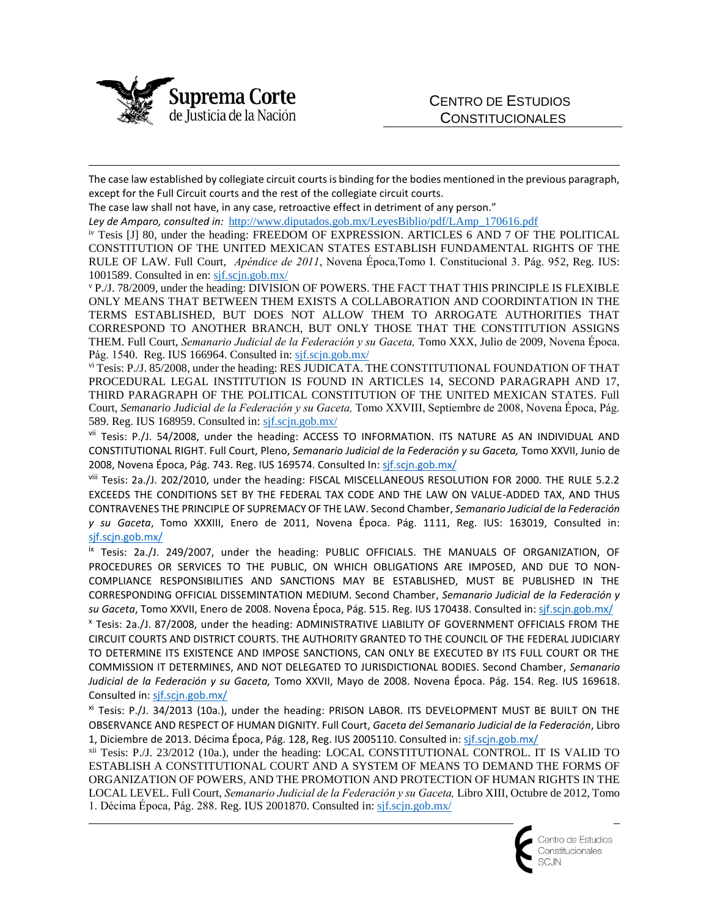The case law established by collegiate circuit courts is binding for the bodies mentioned in the previous paragraph, except for the Full Circuit courts and the rest of the collegiate circuit courts.

The case law shall not have, in any case, retroactive effect in detriment of any person."

*Ley de Amparo, consulted in:* http://www.diputados.gob.mx/LeyesBiblio/pdf/LAmp_170616.pdf

[iv] Tesis [J] 80, under the heading: FREEDOM OF EXPRESSION. ARTICLES 6 AND 7 OF THE POLITICAL CONSTITUTION OF THE UNITED MEXICAN STATES ESTABLISH FUNDAMENTAL RIGHTS OF THE RULE OF LAW. Full Court, *Apéndice de 2011*, Novena Época,Tomo I. Constitucional 3. Pág. 952, Reg. IUS: 1001589. Consulted in en: sjf.scjn.gob.mx/

[v] P./J. 78/2009, under the heading: DIVISION OF POWERS. THE FACT THAT THIS PRINCIPLE IS FLEXIBLE ONLY MEANS THAT BETWEEN THEM EXISTS A COLLABORATION AND COORDINTATION IN THE TERMS ESTABLISHED, BUT DOES NOT ALLOW THEM TO ARROGATE AUTHORITIES THAT CORRESPOND TO ANOTHER BRANCH, BUT ONLY THOSE THAT THE CONSTITUTION ASSIGNS THEM. Full Court, *Semanario Judicial de la Federación y su Gaceta,* Tomo XXX, Julio de 2009, Novena Época. Pág. 1540. Reg. IUS 166964. Consulted in: sjf.scjn.gob.mx/

[vi] Tesis: P./J. 85/2008, under the heading: RES JUDICATA. THE CONSTITUTIONAL FOUNDATION OF THAT PROCEDURAL LEGAL INSTITUTION IS FOUND IN ARTICLES 14, SECOND PARAGRAPH AND 17, THIRD PARAGRAPH OF THE POLITICAL CONSTITUTION OF THE UNITED MEXICAN STATES. Full Court, *Semanario Judicial de la Federación y su Gaceta,* Tomo XXVIII, Septiembre de 2008, Novena Época, Pág. 589. Reg. IUS 168959. Consulted in: sjf.scjn.gob.mx/

[vii] Tesis: P./J. 54/2008, under the heading: ACCESS TO INFORMATION. ITS NATURE AS AN INDIVIDUAL AND CONSTITUTIONAL RIGHT. Full Court, Pleno, *Semanario Judicial de la Federación y su Gaceta,* Tomo XXVII, Junio de 2008, Novena Época, Pág. 743. Reg. IUS 169574. Consulted In: sjf.scjn.gob.mx/

[viii] Tesis: 2a./J. 202/2010, under the heading: FISCAL MISCELLANEOUS RESOLUTION FOR 2000. THE RULE 5.2.2 EXCEEDS THE CONDITIONS SET BY THE FEDERAL TAX CODE AND THE LAW ON VALUE-ADDED TAX, AND THUS CONTRAVENES THE PRINCIPLE OF SUPREMACY OF THE LAW. Second Chamber, *Semanario Judicial de la Federación y su Gaceta*, Tomo XXXIII, Enero de 2011, Novena Época. Pág. 1111, Reg. IUS: 163019, Consulted in: sjf.scjn.gob.mx/

[ix] Tesis: 2a./J. 249/2007, under the heading: PUBLIC OFFICIALS. THE MANUALS OF ORGANIZATION, OF PROCEDURES OR SERVICES TO THE PUBLIC, ON WHICH OBLIGATIONS ARE IMPOSED, AND DUE TO NON-COMPLIANCE RESPONSIBILITIES AND SANCTIONS MAY BE ESTABLISHED, MUST BE PUBLISHED IN THE CORRESPONDING OFFICIAL DISSEMINTATION MEDIUM. Second Chamber, *Semanario Judicial de la Federación y su Gaceta*, Tomo XXVII, Enero de 2008. Novena Época, Pág. 515. Reg. IUS 170438. Consulted in: sjf.scjn.gob.mx/

[x] Tesis: 2a./J. 87/2008, under the heading: ADMINISTRATIVE LIABILITY OF GOVERNMENT OFFICIALS FROM THE CIRCUIT COURTS AND DISTRICT COURTS. THE AUTHORITY GRANTED TO THE COUNCIL OF THE FEDERAL JUDICIARY TO DETERMINE ITS EXISTENCE AND IMPOSE SANCTIONS, CAN ONLY BE EXECUTED BY ITS FULL COURT OR THE COMMISSION IT DETERMINES, AND NOT DELEGATED TO JURISDICTIONAL BODIES. Second Chamber, *Semanario Judicial de la Federación y su Gaceta,* Tomo XXVII, Mayo de 2008. Novena Época. Pág. 154. Reg. IUS 169618. Consulted in: sjf.scjn.gob.mx/

[xi] Tesis: P./J. 34/2013 (10a.), under the heading: PRISON LABOR. ITS DEVELOPMENT MUST BE BUILT ON THE OBSERVANCE AND RESPECT OF HUMAN DIGNITY. Full Court, *Gaceta del Semanario Judicial de la Federación*, Libro 1, Diciembre de 2013. Décima Época, Pág. 128, Reg. IUS 2005110. Consulted in: sjf.scjn.gob.mx/

[xii] Tesis: P./J. 23/2012 (10a.), under the heading: LOCAL CONSTITUTIONAL CONTROL. IT IS VALID TO ESTABLISH A CONSTITUTIONAL COURT AND A SYSTEM OF MEANS TO DEMAND THE FORMS OF ORGANIZATION OF POWERS, AND THE PROMOTION AND PROTECTION OF HUMAN RIGHTS IN THE LOCAL LEVEL. Full Court, *Semanario Judicial de la Federación y su Gaceta,* Libro XIII, Octubre de 2012, Tomo 1. Décima Época, Pág. 288. Reg. IUS 2001870. Consulted in: sjf.scjn.gob.mx/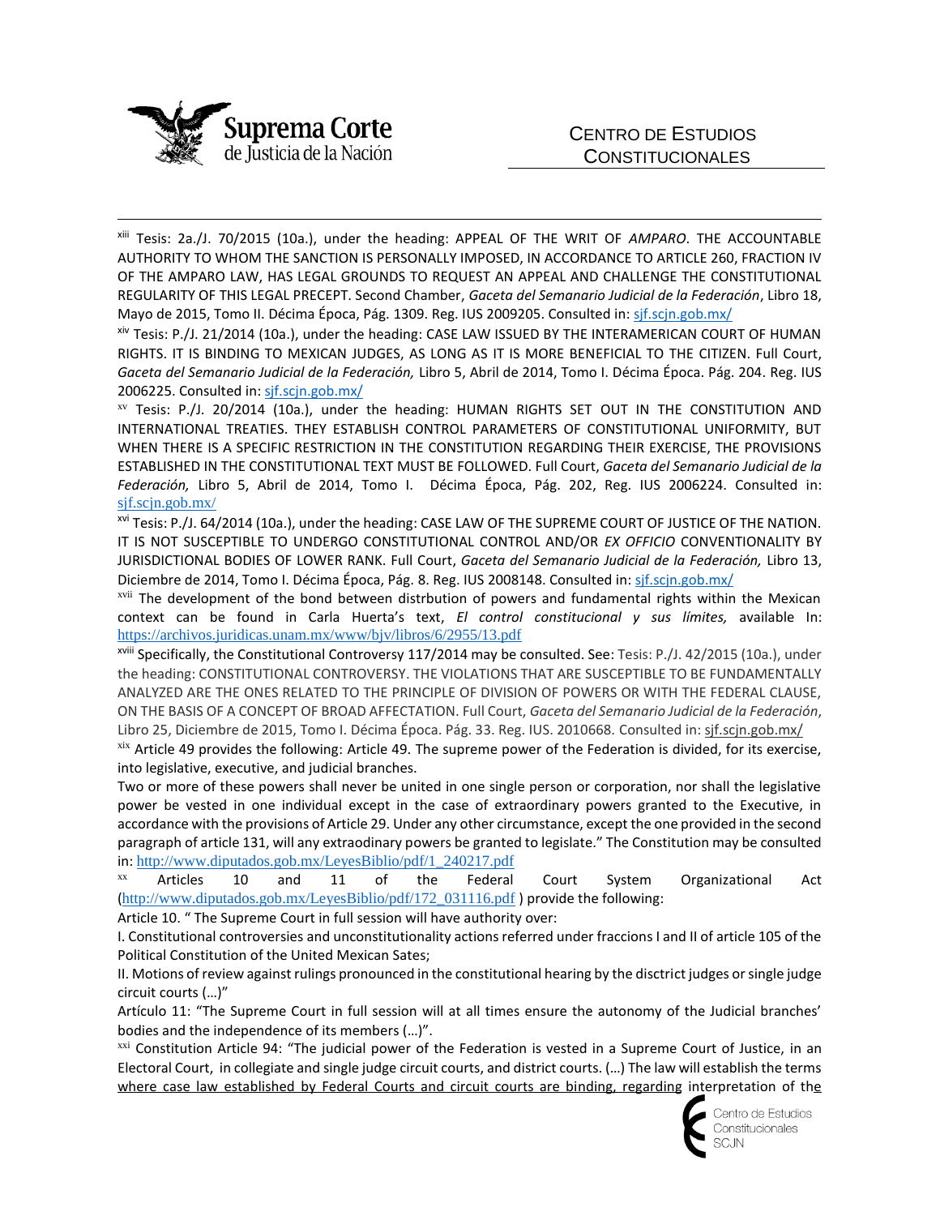[xiii] Tesis: 2a./J. 70/2015 (10a.), under the heading: APPEAL OF THE WRIT OF *AMPARO*. THE ACCOUNTABLE AUTHORITY TO WHOM THE SANCTION IS PERSONALLY IMPOSED, IN ACCORDANCE TO ARTICLE 260, FRACTION IV OF THE AMPARO LAW, HAS LEGAL GROUNDS TO REQUEST AN APPEAL AND CHALLENGE THE CONSTITUTIONAL REGULARITY OF THIS LEGAL PRECEPT. Second Chamber, *Gaceta del Semanario Judicial de la Federación*, Libro 18, Mayo de 2015, Tomo II. Décima Época, Pág. 1309. Reg. IUS 2009205. Consulted in: sjf.scjn.gob.mx/

[xiv] Tesis: P./J. 21/2014 (10a.), under the heading: CASE LAW ISSUED BY THE INTERAMERICAN COURT OF HUMAN RIGHTS. IT IS BINDING TO MEXICAN JUDGES, AS LONG AS IT IS MORE BENEFICIAL TO THE CITIZEN. Full Court, *Gaceta del Semanario Judicial de la Federación,* Libro 5, Abril de 2014, Tomo I. Décima Época. Pág. 204. Reg. IUS 2006225. Consulted in: sjf.scjn.gob.mx/

[xv] Tesis: P./J. 20/2014 (10a.), under the heading: HUMAN RIGHTS SET OUT IN THE CONSTITUTION AND INTERNATIONAL TREATIES. THEY ESTABLISH CONTROL PARAMETERS OF CONSTITUTIONAL UNIFORMITY, BUT WHEN THERE IS A SPECIFIC RESTRICTION IN THE CONSTITUTION REGARDING THEIR EXERCISE, THE PROVISIONS ESTABLISHED IN THE CONSTITUTIONAL TEXT MUST BE FOLLOWED. Full Court, *Gaceta del Semanario Judicial de la Federación,* Libro 5, Abril de 2014, Tomo I. Décima Época, Pág. 202, Reg. IUS 2006224. Consulted in: sjf.scjn.gob.mx/

[xvi] Tesis: P./J. 64/2014 (10a.), under the heading: CASE LAW OF THE SUPREME COURT OF JUSTICE OF THE NATION. IT IS NOT SUSCEPTIBLE TO UNDERGO CONSTITUTIONAL CONTROL AND/OR *EX OFFICIO* CONVENTIONALITY BY JURISDICTIONAL BODIES OF LOWER RANK. Full Court, *Gaceta del Semanario Judicial de la Federación,* Libro 13, Diciembre de 2014, Tomo I. Décima Época, Pág. 8. Reg. IUS 2008148. Consulted in: sjf.scjn.gob.mx/

[xvii] The development of the bond between distrbution of powers and fundamental rights within the Mexican context can be found in Carla Huerta's text, *El control constitucional y sus límites,* available In: https://archivos.juridicas.unam.mx/www/bjv/libros/6/2955/13.pdf

[xviii] Specifically, the Constitutional Controversy 117/2014 may be consulted. See: Tesis: P./J. 42/2015 (10a.), under the heading: CONSTITUTIONAL CONTROVERSY. THE VIOLATIONS THAT ARE SUSCEPTIBLE TO BE FUNDAMENTALLY ANALYZED ARE THE ONES RELATED TO THE PRINCIPLE OF DIVISION OF POWERS OR WITH THE FEDERAL CLAUSE, ON THE BASIS OF A CONCEPT OF BROAD AFFECTATION. Full Court, *Gaceta del Semanario Judicial de la Federación*, Libro 25, Diciembre de 2015, Tomo I. Décima Época. Pág. 33. Reg. IUS. 2010668. Consulted in: sjf.scjn.gob.mx/

[xix] Article 49 provides the following: Article 49. The supreme power of the Federation is divided, for its exercise, into legislative, executive, and judicial branches.

Two or more of these powers shall never be united in one single person or corporation, nor shall the legislative power be vested in one individual except in the case of extraordinary powers granted to the Executive, in accordance with the provisions of Article 29. Under any other circumstance, except the one provided in the second paragraph of article 131, will any extraordinary powers be granted to legislate." The Constitution may be consulted in: http://www.diputados.gob.mx/LeyesBiblio/pdf/1_240217.pdf

[xx] Articles 10 and 11 of the Federal Court System Organizational Act (http://www.diputados.gob.mx/LeyesBiblio/pdf/172_031116.pdf ) provide the following:

Article 10. " The Supreme Court in full session will have authority over:

I. Constitutional controversies and unconstitutionality actions referred under fraccions I and II of article 105 of the Political Constitution of the United Mexican Sates;

II. Motions of review against rulings pronounced in the constitutional hearing by the disctrict judges or single judge circuit courts (…)"

Artículo 11: "The Supreme Court in full session will at all times ensure the autonomy of the Judicial branches' bodies and the independence of its members (…)".

[xxi] Constitution Article 94: "The judicial power of the Federation is vested in a Supreme Court of Justice, in an Electoral Court, in collegiate and single judge circuit courts, and district courts. (…) The law will establish the terms where case law established by Federal Courts and circuit courts are binding, regarding interpretation of the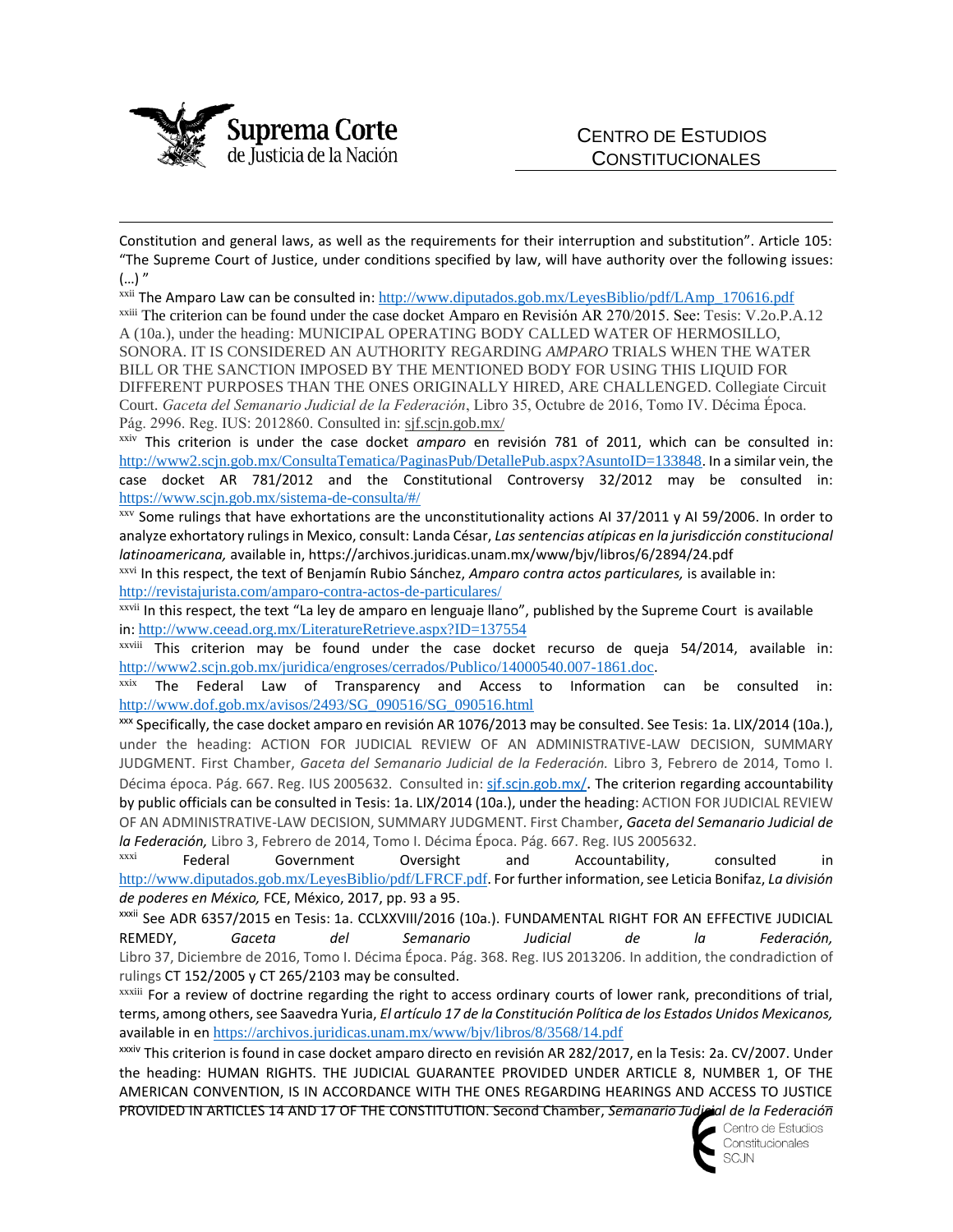Constitution and general laws, as well as the requirements for their interruption and substitution". Article 105: "The Supreme Court of Justice, under conditions specified by law, will have authority over the following issues: (…) "

[xxii] The Amparo Law can be consulted in: http://www.diputados.gob.mx/LeyesBiblio/pdf/LAmp_170616.pdf

[xxiii] The criterion can be found under the case docket Amparo en Revisión AR 270/2015. See: Tesis: V.2o.P.A.12 A (10a.), under the heading: MUNICIPAL OPERATING BODY CALLED WATER OF HERMOSILLO, SONORA. IT IS CONSIDERED AN AUTHORITY REGARDING *AMPARO* TRIALS WHEN THE WATER BILL OR THE SANCTION IMPOSED BY THE MENTIONED BODY FOR USING THIS LIQUID FOR DIFFERENT PURPOSES THAN THE ONES ORIGINALLY HIRED, ARE CHALLENGED. Collegiate Circuit Court. *Gaceta del Semanario Judicial de la Federación*, Libro 35, Octubre de 2016, Tomo IV. Décima Época. Pág. 2996. Reg. IUS: 2012860. Consulted in: sjf.scjn.gob.mx/

[xxiv] This criterion is under the case docket *amparo* en revisión 781 of 2011, which can be consulted in: http://www2.scjn.gob.mx/ConsultaTematica/PaginasPub/DetallePub.aspx?AsuntoID=133848. In a similar vein, the case docket AR 781/2012 and the Constitutional Controversy 32/2012 may be consulted in: https://www.scjn.gob.mx/sistema-de-consulta/#/

[xxv] Some rulings that have exhortations are the unconstitutionality actions AI 37/2011 y AI 59/2006. In order to analyze exhortatory rulings in Mexico, consult: Landa César, *Las sentencias atípicas en la jurisdicción constitucional latinoamericana,* available in, https://archivos.juridicas.unam.mx/www/bjv/libros/6/2894/24.pdf

[xxvi] In this respect, the text of Benjamín Rubio Sánchez, *Amparo contra actos particulares,* is available in: http://revistajurista.com/amparo-contra-actos-de-particulares/

[xxvii] In this respect, the text "La ley de amparo en lenguaje llano", published by the Supreme Court is available in: http://www.ceead.org.mx/LiteratureRetrieve.aspx?ID=137554

[xxviii] This criterion may be found under the case docket recurso de queja 54/2014, available in: http://www2.scjn.gob.mx/juridica/engroses/cerrados/Publico/14000540.007-1861.doc.

[xxix] The Federal Law of Transparency and Access to Information can be consulted in: http://www.dof.gob.mx/avisos/2493/SG_090516/SG_090516.html

[xxx] Specifically, the case docket amparo en revisión AR 1076/2013 may be consulted. See Tesis: 1a. LIX/2014 (10a.), under the heading: ACTION FOR JUDICIAL REVIEW OF AN ADMINISTRATIVE-LAW DECISION, SUMMARY JUDGMENT. First Chamber, *Gaceta del Semanario Judicial de la Federación.* Libro 3, Febrero de 2014, Tomo I. Décima época. Pág. 667. Reg. IUS 2005632. Consulted in: sjf.scjn.gob.mx/. The criterion regarding accountability by public officials can be consulted in Tesis: 1a. LIX/2014 (10a.), under the heading: ACTION FOR JUDICIAL REVIEW OF AN ADMINISTRATIVE-LAW DECISION, SUMMARY JUDGMENT. First Chamber, *Gaceta del Semanario Judicial de la Federación,* Libro 3, Febrero de 2014, Tomo I. Décima Época. Pág. 667. Reg. IUS 2005632.

[xxxi] Federal Government Oversight and Accountability, consulted in http://www.diputados.gob.mx/LeyesBiblio/pdf/LFRCF.pdf. For further information, see Leticia Bonifaz, *La división de poderes en México,* FCE, México, 2017, pp. 93 a 95.

[xxxii] See ADR 6357/2015 en Tesis: 1a. CCLXXVIII/2016 (10a.). FUNDAMENTAL RIGHT FOR AN EFFECTIVE JUDICIAL REMEDY, *Gaceta del Semanario Judicial de la Federación,* Libro 37, Diciembre de 2016, Tomo I. Décima Época. Pág. 368. Reg. IUS 2013206. In addition, the condradiction of rulings CT 152/2005 y CT 265/2103 may be consulted.

[xxxiii] For a review of doctrine regarding the right to access ordinary courts of lower rank, preconditions of trial, terms, among others, see Saavedra Yuria, *El artículo 17 de la Constitución Política de los Estados Unidos Mexicanos,* available in en https://archivos.juridicas.unam.mx/www/bjv/libros/8/3568/14.pdf

[xxxiv] This criterion is found in case docket amparo directo en revisión AR 282/2017, en la Tesis: 2a. CV/2007. Under the heading: HUMAN RIGHTS. THE JUDICIAL GUARANTEE PROVIDED UNDER ARTICLE 8, NUMBER 1, OF THE AMERICAN CONVENTION, IS IN ACCORDANCE WITH THE ONES REGARDING HEARINGS AND ACCESS TO JUSTICE PROVIDED IN ARTICLES 14 AND 17 OF THE CONSTITUTION. Second Chamber, *Semanario Judicial de la Federación*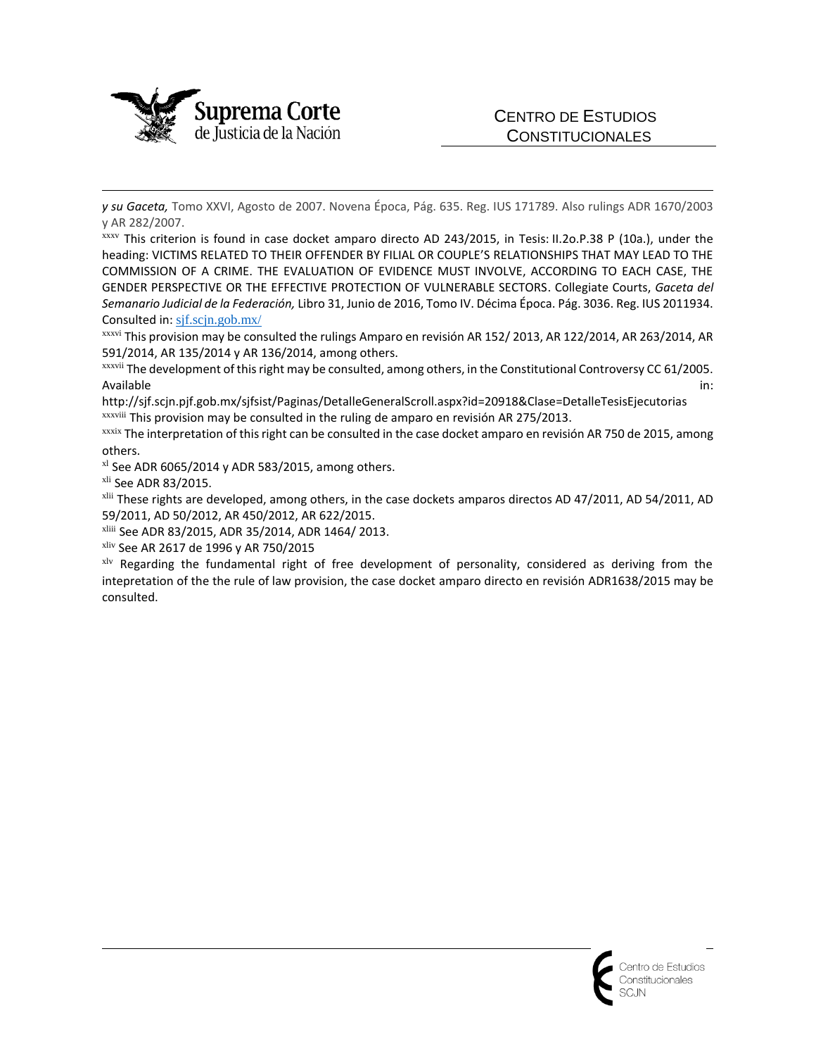*y su Gaceta,* Tomo XXVI, Agosto de 2007. Novena Época, Pág. 635. Reg. IUS 171789. Also rulings ADR 1670/2003 y AR 282/2007.

[xxxv] This criterion is found in case docket amparo directo AD 243/2015, in Tesis: II.2o.P.38 P (10a.), under the heading: VICTIMS RELATED TO THEIR OFFENDER BY FILIAL OR COUPLE'S RELATIONSHIPS THAT MAY LEAD TO THE COMMISSION OF A CRIME. THE EVALUATION OF EVIDENCE MUST INVOLVE, ACCORDING TO EACH CASE, THE GENDER PERSPECTIVE OR THE EFFECTIVE PROTECTION OF VULNERABLE SECTORS. Collegiate Courts, *Gaceta del Semanario Judicial de la Federación,* Libro 31, Junio de 2016, Tomo IV. Décima Época. Pág. 3036. Reg. IUS 2011934. Consulted in: sjf.scjn.gob.mx/

[xxxvi] This provision may be consulted the rulings Amparo en revisión AR 152/ 2013, AR 122/2014, AR 263/2014, AR 591/2014, AR 135/2014 y AR 136/2014, among others.

[xxxvii] The development of this right may be consulted, among others, in the Constitutional Controversy CC 61/2005. Available in: http://sjf.scjn.pjf.gob.mx/sjfsist/Paginas/DetalleGeneralScroll.aspx?id=20918&Clase=DetalleTesisEjecutorias

[xxxviii] This provision may be consulted in the ruling de amparo en revisión AR 275/2013.

[xxxix] The interpretation of this right can be consulted in the case docket amparo en revisión AR 750 de 2015, among others.

[xl] See ADR 6065/2014 y ADR 583/2015, among others.

[xli] See ADR 83/2015.

[xlii] These rights are developed, among others, in the case dockets amparos directos AD 47/2011, AD 54/2011, AD 59/2011, AD 50/2012, AR 450/2012, AR 622/2015.

[xliii] See ADR 83/2015, ADR 35/2014, ADR 1464/ 2013.

[xliv] See AR 2617 de 1996 y AR 750/2015

[xlv] Regarding the fundamental right of free development of personality, considered as deriving from the intepretation of the the rule of law provision, the case docket amparo directo en revisión ADR1638/2015 may be consulted.